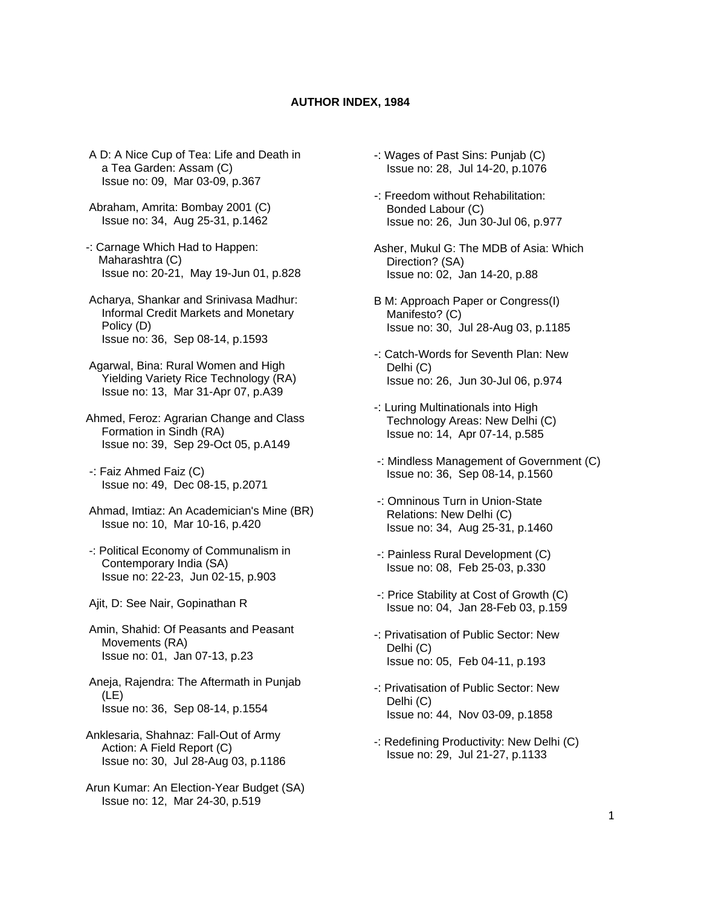# AUTHOR INDEX, 1984

A D: A Nice Cup of Tea: Life and Death in a Tea Garden: Assam (C)
Issue no: 09, Mar 03-09, p.367

Abraham, Amrita: Bombay 2001 (C)
Issue no: 34, Aug 25-31, p.1462

-: Carnage Which Had to Happen: Maharashtra (C)
Issue no: 20-21, May 19-Jun 01, p.828

Acharya, Shankar and Srinivasa Madhur: Informal Credit Markets and Monetary Policy (D)
Issue no: 36, Sep 08-14, p.1593

Agarwal, Bina: Rural Women and High Yielding Variety Rice Technology (RA)
Issue no: 13, Mar 31-Apr 07, p.A39

Ahmed, Feroz: Agrarian Change and Class Formation in Sindh (RA)
Issue no: 39, Sep 29-Oct 05, p.A149

-: Faiz Ahmed Faiz (C)
Issue no: 49, Dec 08-15, p.2071

Ahmad, Imtiaz: An Academician's Mine (BR)
Issue no: 10, Mar 10-16, p.420

-: Political Economy of Communalism in Contemporary India (SA)
Issue no: 22-23, Jun 02-15, p.903

Ajit, D: See Nair, Gopinathan R

Amin, Shahid: Of Peasants and Peasant Movements (RA)
Issue no: 01, Jan 07-13, p.23

Aneja, Rajendra: The Aftermath in Punjab (LE)
Issue no: 36, Sep 08-14, p.1554

Anklesaria, Shahnaz: Fall-Out of Army Action: A Field Report (C)
Issue no: 30, Jul 28-Aug 03, p.1186

Arun Kumar: An Election-Year Budget (SA)
Issue no: 12, Mar 24-30, p.519

-: Wages of Past Sins: Punjab (C)
Issue no: 28, Jul 14-20, p.1076

-: Freedom without Rehabilitation: Bonded Labour (C)
Issue no: 26, Jun 30-Jul 06, p.977

Asher, Mukul G: The MDB of Asia: Which Direction? (SA)
Issue no: 02, Jan 14-20, p.88

B M: Approach Paper or Congress(I) Manifesto? (C)
Issue no: 30, Jul 28-Aug 03, p.1185

-: Catch-Words for Seventh Plan: New Delhi (C)
Issue no: 26, Jun 30-Jul 06, p.974

-: Luring Multinationals into High Technology Areas: New Delhi (C)
Issue no: 14, Apr 07-14, p.585

-: Mindless Management of Government (C)
Issue no: 36, Sep 08-14, p.1560

-: Omninous Turn in Union-State Relations: New Delhi (C)
Issue no: 34, Aug 25-31, p.1460

-: Painless Rural Development (C)
Issue no: 08, Feb 25-03, p.330

-: Price Stability at Cost of Growth (C)
Issue no: 04, Jan 28-Feb 03, p.159

-: Privatisation of Public Sector: New Delhi (C)
Issue no: 05, Feb 04-11, p.193

-: Privatisation of Public Sector: New Delhi (C)
Issue no: 44, Nov 03-09, p.1858

-: Redefining Productivity: New Delhi (C)
Issue no: 29, Jul 21-27, p.1133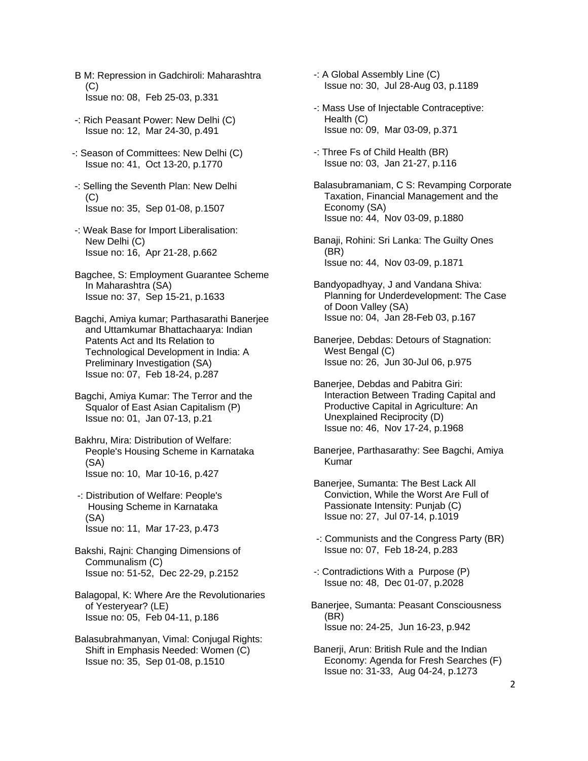B M: Repression in Gadchiroli: Maharashtra (C)
Issue no: 08, Feb 25-03, p.331

-: Rich Peasant Power: New Delhi (C)
Issue no: 12, Mar 24-30, p.491

-: Season of Committees: New Delhi (C)
Issue no: 41, Oct 13-20, p.1770

-: Selling the Seventh Plan: New Delhi (C)
Issue no: 35, Sep 01-08, p.1507

-: Weak Base for Import Liberalisation: New Delhi (C)
Issue no: 16, Apr 21-28, p.662

Bagchee, S: Employment Guarantee Scheme In Maharashtra (SA)
Issue no: 37, Sep 15-21, p.1633

Bagchi, Amiya kumar; Parthasarathi Banerjee and Uttamkumar Bhattachaarya: Indian Patents Act and Its Relation to Technological Development in India: A Preliminary Investigation (SA)
Issue no: 07, Feb 18-24, p.287

Bagchi, Amiya Kumar: The Terror and the Squalor of East Asian Capitalism (P)
Issue no: 01, Jan 07-13, p.21

Bakhru, Mira: Distribution of Welfare: People's Housing Scheme in Karnataka (SA)
Issue no: 10, Mar 10-16, p.427

-: Distribution of Welfare: People's Housing Scheme in Karnataka (SA)
Issue no: 11, Mar 17-23, p.473

Bakshi, Rajni: Changing Dimensions of Communalism (C)
Issue no: 51-52, Dec 22-29, p.2152

Balagopal, K: Where Are the Revolutionaries of Yesteryear? (LE)
Issue no: 05, Feb 04-11, p.186

Balasubrahmanyan, Vimal: Conjugal Rights: Shift in Emphasis Needed: Women (C)
Issue no: 35, Sep 01-08, p.1510

-: A Global Assembly Line (C)
Issue no: 30, Jul 28-Aug 03, p.1189

-: Mass Use of Injectable Contraceptive: Health (C)
Issue no: 09, Mar 03-09, p.371

-: Three Fs of Child Health (BR)
Issue no: 03, Jan 21-27, p.116

Balasubramaniam, C S: Revamping Corporate Taxation, Financial Management and the Economy (SA)
Issue no: 44, Nov 03-09, p.1880

Banaji, Rohini: Sri Lanka: The Guilty Ones (BR)
Issue no: 44, Nov 03-09, p.1871

Bandyopadhyay, J and Vandana Shiva: Planning for Underdevelopment: The Case of Doon Valley (SA)
Issue no: 04, Jan 28-Feb 03, p.167

Banerjee, Debdas: Detours of Stagnation: West Bengal (C)
Issue no: 26, Jun 30-Jul 06, p.975

Banerjee, Debdas and Pabitra Giri: Interaction Between Trading Capital and Productive Capital in Agriculture: An Unexplained Reciprocity (D)
Issue no: 46, Nov 17-24, p.1968

Banerjee, Parthasarathy: See Bagchi, Amiya Kumar

Banerjee, Sumanta: The Best Lack All Conviction, While the Worst Are Full of Passionate Intensity: Punjab (C)
Issue no: 27, Jul 07-14, p.1019

-: Communists and the Congress Party (BR)
Issue no: 07, Feb 18-24, p.283

-: Contradictions With a Purpose (P)
Issue no: 48, Dec 01-07, p.2028

Banerjee, Sumanta: Peasant Consciousness (BR)
Issue no: 24-25, Jun 16-23, p.942

Banerji, Arun: British Rule and the Indian Economy: Agenda for Fresh Searches (F)
Issue no: 31-33, Aug 04-24, p.1273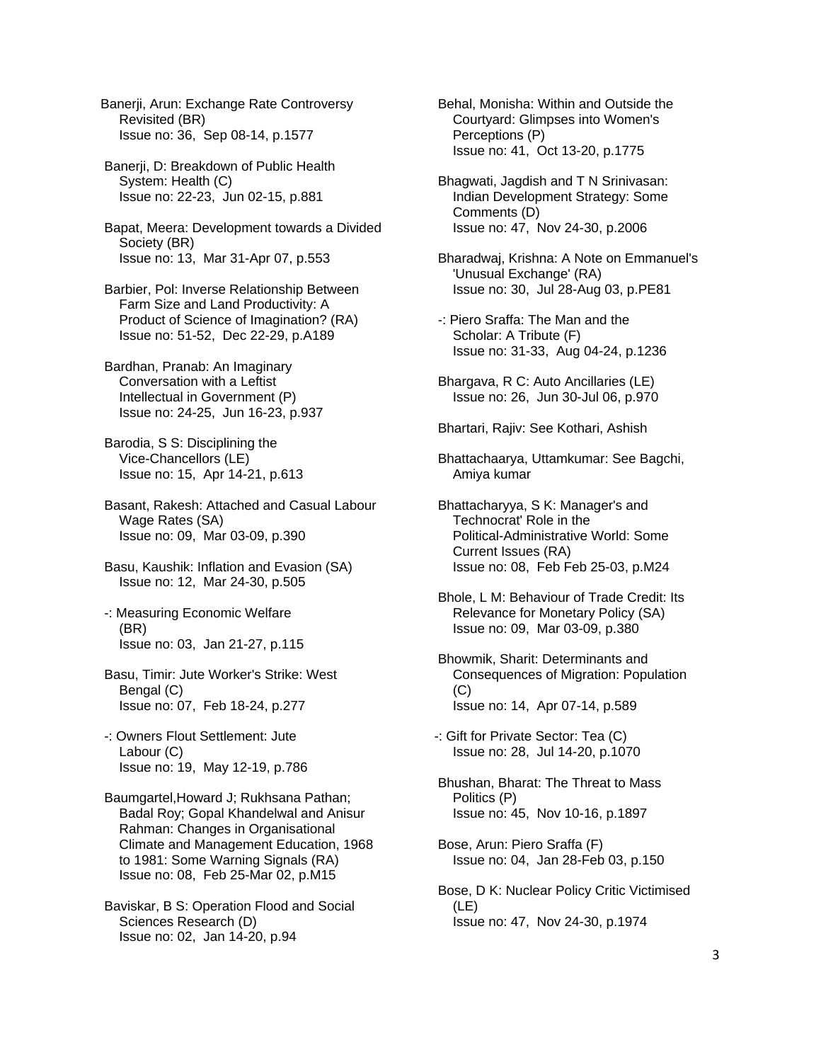Banerji, Arun: Exchange Rate Controversy Revisited (BR)
Issue no: 36, Sep 08-14, p.1577

Banerji, D: Breakdown of Public Health System: Health (C)
Issue no: 22-23, Jun 02-15, p.881

Bapat, Meera: Development towards a Divided Society (BR)
Issue no: 13, Mar 31-Apr 07, p.553

Barbier, Pol: Inverse Relationship Between Farm Size and Land Productivity: A Product of Science of Imagination? (RA)
Issue no: 51-52, Dec 22-29, p.A189

Bardhan, Pranab: An Imaginary Conversation with a Leftist Intellectual in Government (P)
Issue no: 24-25, Jun 16-23, p.937

Barodia, S S: Disciplining the Vice-Chancellors (LE)
Issue no: 15, Apr 14-21, p.613

Basant, Rakesh: Attached and Casual Labour Wage Rates (SA)
Issue no: 09, Mar 03-09, p.390

Basu, Kaushik: Inflation and Evasion (SA)
Issue no: 12, Mar 24-30, p.505

-: Measuring Economic Welfare (BR)
Issue no: 03, Jan 21-27, p.115

Basu, Timir: Jute Worker's Strike: West Bengal (C)
Issue no: 07, Feb 18-24, p.277

-: Owners Flout Settlement: Jute Labour (C)
Issue no: 19, May 12-19, p.786

Baumgartel,Howard J; Rukhsana Pathan; Badal Roy; Gopal Khandelwal and Anisur Rahman: Changes in Organisational Climate and Management Education, 1968 to 1981: Some Warning Signals (RA)
Issue no: 08, Feb 25-Mar 02, p.M15

Baviskar, B S: Operation Flood and Social Sciences Research (D)
Issue no: 02, Jan 14-20, p.94

Behal, Monisha: Within and Outside the Courtyard: Glimpses into Women's Perceptions (P)
Issue no: 41, Oct 13-20, p.1775

Bhagwati, Jagdish and T N Srinivasan: Indian Development Strategy: Some Comments (D)
Issue no: 47, Nov 24-30, p.2006

Bharadwaj, Krishna: A Note on Emmanuel's 'Unusual Exchange' (RA)
Issue no: 30, Jul 28-Aug 03, p.PE81

-: Piero Sraffa: The Man and the Scholar: A Tribute (F)
Issue no: 31-33, Aug 04-24, p.1236

Bhargava, R C: Auto Ancillaries (LE)
Issue no: 26, Jun 30-Jul 06, p.970

Bhartari, Rajiv: See Kothari, Ashish

Bhattachaarya, Uttamkumar: See Bagchi, Amiya kumar

Bhattacharyya, S K: Manager's and Technocrat' Role in the Political-Administrative World: Some Current Issues (RA)
Issue no: 08, Feb Feb 25-03, p.M24

Bhole, L M: Behaviour of Trade Credit: Its Relevance for Monetary Policy (SA)
Issue no: 09, Mar 03-09, p.380

Bhowmik, Sharit: Determinants and Consequences of Migration: Population (C)
Issue no: 14, Apr 07-14, p.589

-: Gift for Private Sector: Tea (C)
Issue no: 28, Jul 14-20, p.1070

Bhushan, Bharat: The Threat to Mass Politics (P)
Issue no: 45, Nov 10-16, p.1897

Bose, Arun: Piero Sraffa (F)
Issue no: 04, Jan 28-Feb 03, p.150

Bose, D K: Nuclear Policy Critic Victimised (LE)
Issue no: 47, Nov 24-30, p.1974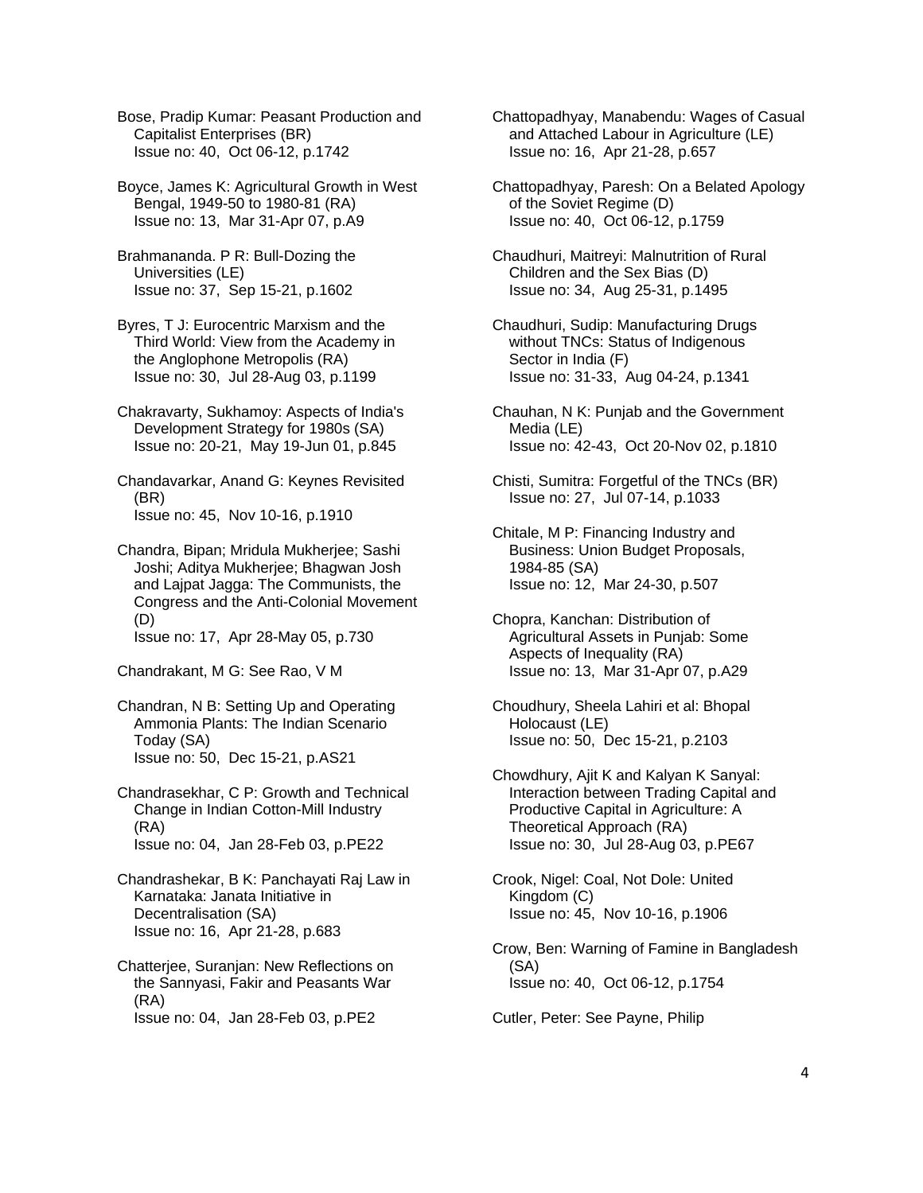Bose, Pradip Kumar: Peasant Production and Capitalist Enterprises (BR)
Issue no: 40, Oct 06-12, p.1742

Boyce, James K: Agricultural Growth in West Bengal, 1949-50 to 1980-81 (RA)
Issue no: 13, Mar 31-Apr 07, p.A9

Brahmananda. P R: Bull-Dozing the Universities (LE)
Issue no: 37, Sep 15-21, p.1602

Byres, T J: Eurocentric Marxism and the Third World: View from the Academy in the Anglophone Metropolis (RA)
Issue no: 30, Jul 28-Aug 03, p.1199

Chakravarty, Sukhamoy: Aspects of India's Development Strategy for 1980s (SA)
Issue no: 20-21, May 19-Jun 01, p.845

Chandavarkar, Anand G: Keynes Revisited (BR)
Issue no: 45, Nov 10-16, p.1910

Chandra, Bipan; Mridula Mukherjee; Sashi Joshi; Aditya Mukherjee; Bhagwan Josh and Lajpat Jagga: The Communists, the Congress and the Anti-Colonial Movement (D)
Issue no: 17, Apr 28-May 05, p.730

Chandrakant, M G: See Rao, V M

Chandran, N B: Setting Up and Operating Ammonia Plants: The Indian Scenario Today (SA)
Issue no: 50, Dec 15-21, p.AS21

Chandrasekhar, C P: Growth and Technical Change in Indian Cotton-Mill Industry (RA)
Issue no: 04, Jan 28-Feb 03, p.PE22

Chandrashekar, B K: Panchayati Raj Law in Karnataka: Janata Initiative in Decentralisation (SA)
Issue no: 16, Apr 21-28, p.683

Chatterjee, Suranjan: New Reflections on the Sannyasi, Fakir and Peasants War (RA)
Issue no: 04, Jan 28-Feb 03, p.PE2

Chattopadhyay, Manabendu: Wages of Casual and Attached Labour in Agriculture (LE)
Issue no: 16, Apr 21-28, p.657

Chattopadhyay, Paresh: On a Belated Apology of the Soviet Regime (D)
Issue no: 40, Oct 06-12, p.1759

Chaudhuri, Maitreyi: Malnutrition of Rural Children and the Sex Bias (D)
Issue no: 34, Aug 25-31, p.1495

Chaudhuri, Sudip: Manufacturing Drugs without TNCs: Status of Indigenous Sector in India (F)
Issue no: 31-33, Aug 04-24, p.1341

Chauhan, N K: Punjab and the Government Media (LE)
Issue no: 42-43, Oct 20-Nov 02, p.1810

Chisti, Sumitra: Forgetful of the TNCs (BR)
Issue no: 27, Jul 07-14, p.1033

Chitale, M P: Financing Industry and Business: Union Budget Proposals, 1984-85 (SA)
Issue no: 12, Mar 24-30, p.507

Chopra, Kanchan: Distribution of Agricultural Assets in Punjab: Some Aspects of Inequality (RA)
Issue no: 13, Mar 31-Apr 07, p.A29

Choudhury, Sheela Lahiri et al: Bhopal Holocaust (LE)
Issue no: 50, Dec 15-21, p.2103

Chowdhury, Ajit K and Kalyan K Sanyal: Interaction between Trading Capital and Productive Capital in Agriculture: A Theoretical Approach (RA)
Issue no: 30, Jul 28-Aug 03, p.PE67

Crook, Nigel: Coal, Not Dole: United Kingdom (C)
Issue no: 45, Nov 10-16, p.1906

Crow, Ben: Warning of Famine in Bangladesh (SA)
Issue no: 40, Oct 06-12, p.1754

Cutler, Peter: See Payne, Philip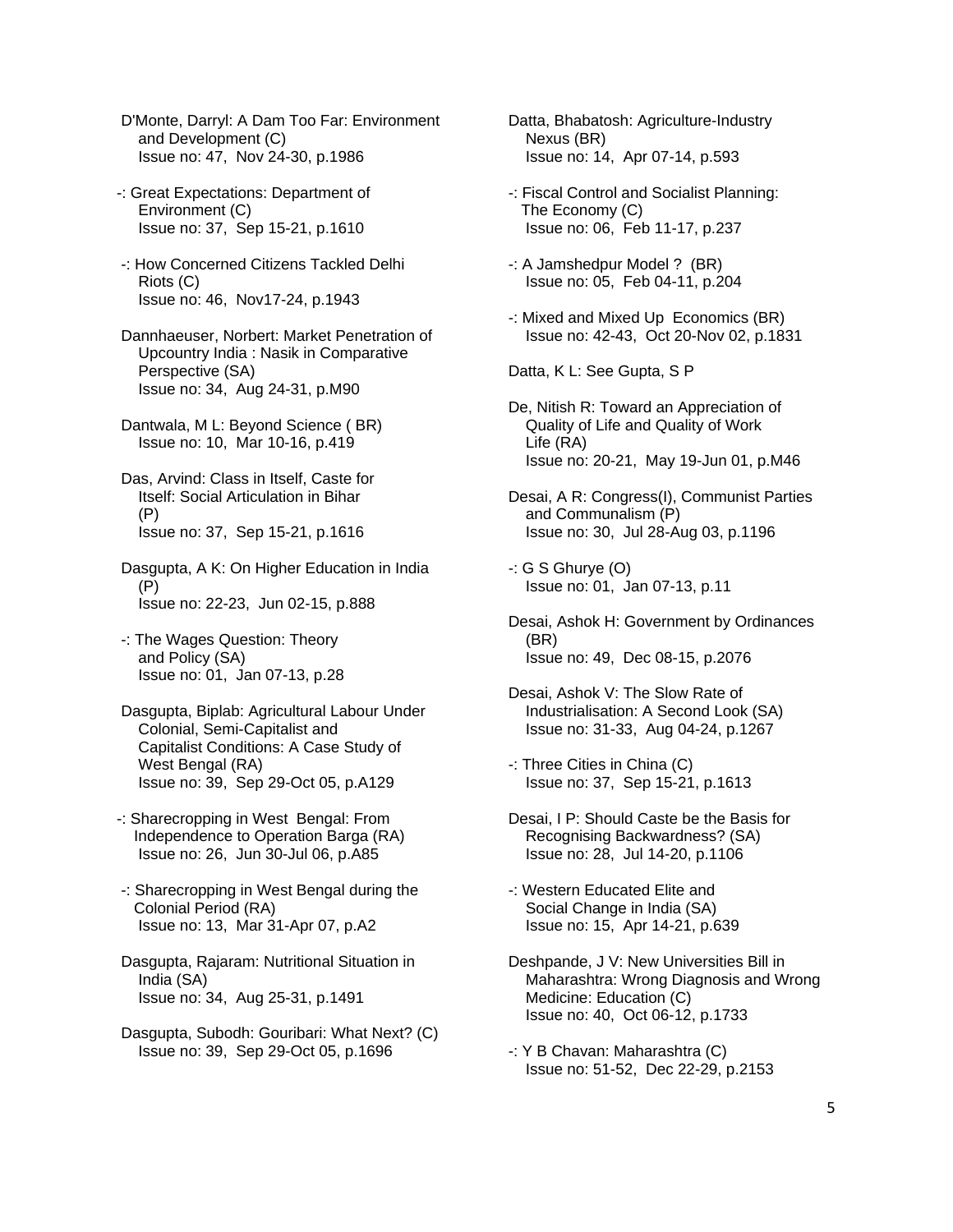D'Monte, Darryl: A Dam Too Far: Environment and Development (C)
Issue no: 47, Nov 24-30, p.1986

-: Great Expectations: Department of Environment (C)
Issue no: 37, Sep 15-21, p.1610

-: How Concerned Citizens Tackled Delhi Riots (C)
Issue no: 46, Nov17-24, p.1943

Dannhaeuser, Norbert: Market Penetration of Upcountry India : Nasik in Comparative Perspective (SA)
Issue no: 34, Aug 24-31, p.M90

Dantwala, M L: Beyond Science ( BR)
Issue no: 10, Mar 10-16, p.419

Das, Arvind: Class in Itself, Caste for Itself: Social Articulation in Bihar (P)
Issue no: 37, Sep 15-21, p.1616

Dasgupta, A K: On Higher Education in India (P)
Issue no: 22-23, Jun 02-15, p.888

-: The Wages Question: Theory and Policy (SA)
Issue no: 01, Jan 07-13, p.28

Dasgupta, Biplab: Agricultural Labour Under Colonial, Semi-Capitalist and Capitalist Conditions: A Case Study of West Bengal (RA)
Issue no: 39, Sep 29-Oct 05, p.A129

-: Sharecropping in West Bengal: From Independence to Operation Barga (RA)
Issue no: 26, Jun 30-Jul 06, p.A85

-: Sharecropping in West Bengal during the Colonial Period (RA)
Issue no: 13, Mar 31-Apr 07, p.A2

Dasgupta, Rajaram: Nutritional Situation in India (SA)
Issue no: 34, Aug 25-31, p.1491

Dasgupta, Subodh: Gouribari: What Next? (C)
Issue no: 39, Sep 29-Oct 05, p.1696

Datta, Bhabatosh: Agriculture-Industry Nexus (BR)
Issue no: 14, Apr 07-14, p.593

-: Fiscal Control and Socialist Planning: The Economy (C)
Issue no: 06, Feb 11-17, p.237

-: A Jamshedpur Model ? (BR)
Issue no: 05, Feb 04-11, p.204

-: Mixed and Mixed Up Economics (BR)
Issue no: 42-43, Oct 20-Nov 02, p.1831

Datta, K L: See Gupta, S P

De, Nitish R: Toward an Appreciation of Quality of Life and Quality of Work Life (RA)
Issue no: 20-21, May 19-Jun 01, p.M46

Desai, A R: Congress(I), Communist Parties and Communalism (P)
Issue no: 30, Jul 28-Aug 03, p.1196

-: G S Ghurye (O)
Issue no: 01, Jan 07-13, p.11

Desai, Ashok H: Government by Ordinances (BR)
Issue no: 49, Dec 08-15, p.2076

Desai, Ashok V: The Slow Rate of Industrialisation: A Second Look (SA)
Issue no: 31-33, Aug 04-24, p.1267

-: Three Cities in China (C)
Issue no: 37, Sep 15-21, p.1613

Desai, I P: Should Caste be the Basis for Recognising Backwardness? (SA)
Issue no: 28, Jul 14-20, p.1106

-: Western Educated Elite and Social Change in India (SA)
Issue no: 15, Apr 14-21, p.639

Deshpande, J V: New Universities Bill in Maharashtra: Wrong Diagnosis and Wrong Medicine: Education (C)
Issue no: 40, Oct 06-12, p.1733

-: Y B Chavan: Maharashtra (C)
Issue no: 51-52, Dec 22-29, p.2153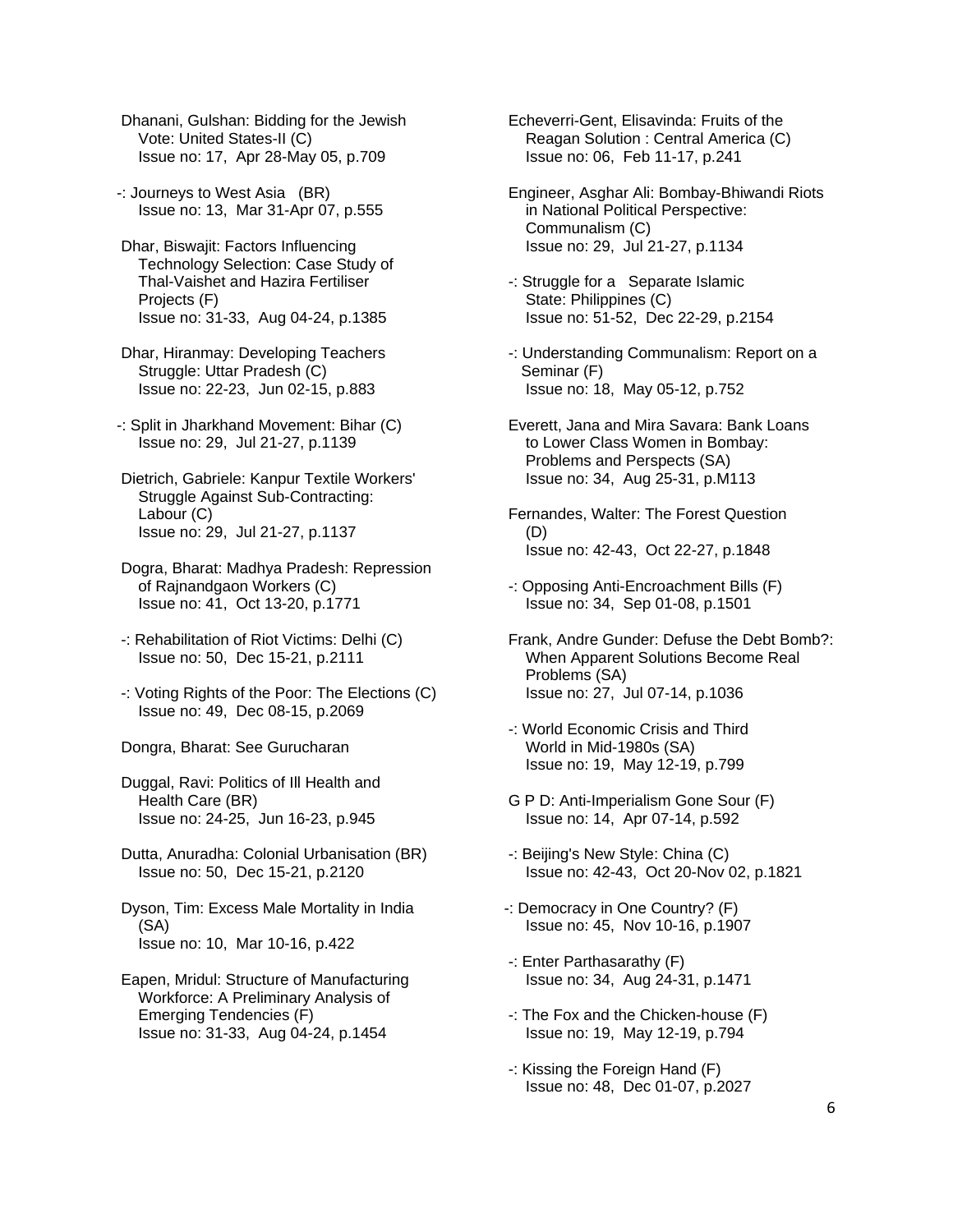Dhanani, Gulshan: Bidding for the Jewish Vote: United States-II (C)
Issue no: 17, Apr 28-May 05, p.709

-: Journeys to West Asia (BR)
Issue no: 13, Mar 31-Apr 07, p.555

Dhar, Biswajit: Factors Influencing Technology Selection: Case Study of Thal-Vaishet and Hazira Fertiliser Projects (F)
Issue no: 31-33, Aug 04-24, p.1385

Dhar, Hiranmay: Developing Teachers Struggle: Uttar Pradesh (C)
Issue no: 22-23, Jun 02-15, p.883

-: Split in Jharkhand Movement: Bihar (C)
Issue no: 29, Jul 21-27, p.1139

Dietrich, Gabriele: Kanpur Textile Workers' Struggle Against Sub-Contracting: Labour (C)
Issue no: 29, Jul 21-27, p.1137

Dogra, Bharat: Madhya Pradesh: Repression of Rajnandgaon Workers (C)
Issue no: 41, Oct 13-20, p.1771

-: Rehabilitation of Riot Victims: Delhi (C)
Issue no: 50, Dec 15-21, p.2111

-: Voting Rights of the Poor: The Elections (C)
Issue no: 49, Dec 08-15, p.2069

Dongra, Bharat: See Gurucharan

Duggal, Ravi: Politics of Ill Health and Health Care (BR)
Issue no: 24-25, Jun 16-23, p.945

Dutta, Anuradha: Colonial Urbanisation (BR)
Issue no: 50, Dec 15-21, p.2120

Dyson, Tim: Excess Male Mortality in India (SA)
Issue no: 10, Mar 10-16, p.422

Eapen, Mridul: Structure of Manufacturing Workforce: A Preliminary Analysis of Emerging Tendencies (F)
Issue no: 31-33, Aug 04-24, p.1454

Echeverri-Gent, Elisavinda: Fruits of the Reagan Solution : Central America (C)
Issue no: 06, Feb 11-17, p.241

Engineer, Asghar Ali: Bombay-Bhiwandi Riots in National Political Perspective: Communalism (C)
Issue no: 29, Jul 21-27, p.1134

-: Struggle for a Separate Islamic State: Philippines (C)
Issue no: 51-52, Dec 22-29, p.2154

-: Understanding Communalism: Report on a Seminar (F)
Issue no: 18, May 05-12, p.752

Everett, Jana and Mira Savara: Bank Loans to Lower Class Women in Bombay: Problems and Perspects (SA)
Issue no: 34, Aug 25-31, p.M113

Fernandes, Walter: The Forest Question (D)
Issue no: 42-43, Oct 22-27, p.1848

-: Opposing Anti-Encroachment Bills (F)
Issue no: 34, Sep 01-08, p.1501

Frank, Andre Gunder: Defuse the Debt Bomb?: When Apparent Solutions Become Real Problems (SA)
Issue no: 27, Jul 07-14, p.1036

-: World Economic Crisis and Third World in Mid-1980s (SA)
Issue no: 19, May 12-19, p.799

G P D: Anti-Imperialism Gone Sour (F)
Issue no: 14, Apr 07-14, p.592

-: Beijing's New Style: China (C)
Issue no: 42-43, Oct 20-Nov 02, p.1821

-: Democracy in One Country? (F)
Issue no: 45, Nov 10-16, p.1907

-: Enter Parthasarathy (F)
Issue no: 34, Aug 24-31, p.1471

-: The Fox and the Chicken-house (F)
Issue no: 19, May 12-19, p.794

-: Kissing the Foreign Hand (F)
Issue no: 48, Dec 01-07, p.2027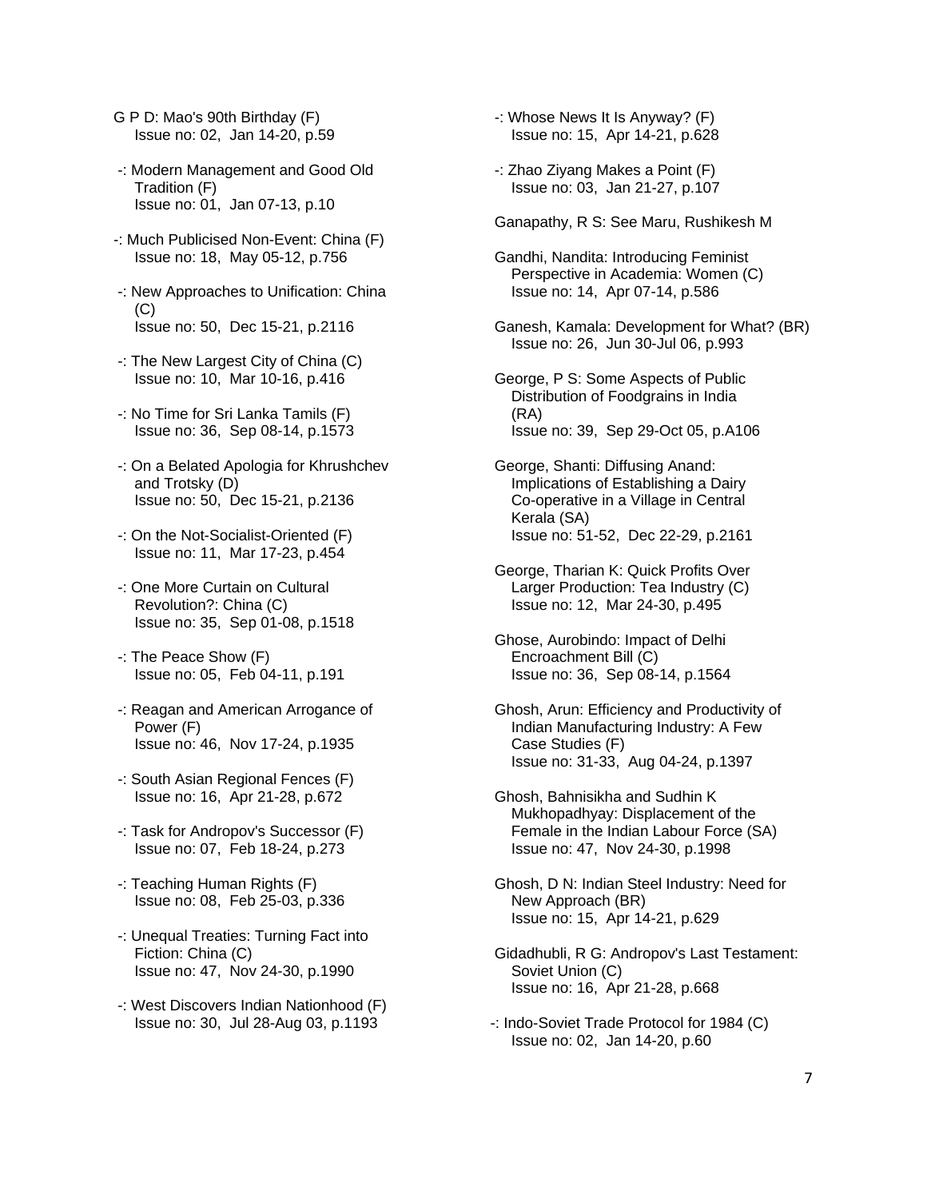G P D: Mao's 90th Birthday (F)
Issue no: 02, Jan 14-20, p.59

-: Modern Management and Good Old Tradition (F)
Issue no: 01, Jan 07-13, p.10

-: Much Publicised Non-Event: China (F)
Issue no: 18, May 05-12, p.756

-: New Approaches to Unification: China (C)
Issue no: 50, Dec 15-21, p.2116

-: The New Largest City of China (C)
Issue no: 10, Mar 10-16, p.416

-: No Time for Sri Lanka Tamils (F)
Issue no: 36, Sep 08-14, p.1573

-: On a Belated Apologia for Khrushchev and Trotsky (D)
Issue no: 50, Dec 15-21, p.2136

-: On the Not-Socialist-Oriented (F)
Issue no: 11, Mar 17-23, p.454

-: One More Curtain on Cultural Revolution?: China (C)
Issue no: 35, Sep 01-08, p.1518

-: The Peace Show (F)
Issue no: 05, Feb 04-11, p.191

-: Reagan and American Arrogance of Power (F)
Issue no: 46, Nov 17-24, p.1935

-: South Asian Regional Fences (F)
Issue no: 16, Apr 21-28, p.672

-: Task for Andropov's Successor (F)
Issue no: 07, Feb 18-24, p.273

-: Teaching Human Rights (F)
Issue no: 08, Feb 25-03, p.336

-: Unequal Treaties: Turning Fact into Fiction: China (C)
Issue no: 47, Nov 24-30, p.1990

-: West Discovers Indian Nationhood (F)
Issue no: 30, Jul 28-Aug 03, p.1193

-: Whose News It Is Anyway? (F)
Issue no: 15, Apr 14-21, p.628

-: Zhao Ziyang Makes a Point (F)
Issue no: 03, Jan 21-27, p.107

Ganapathy, R S: See Maru, Rushikesh M

Gandhi, Nandita: Introducing Feminist Perspective in Academia: Women (C)
Issue no: 14, Apr 07-14, p.586

Ganesh, Kamala: Development for What? (BR)
Issue no: 26, Jun 30-Jul 06, p.993

George, P S: Some Aspects of Public Distribution of Foodgrains in India (RA)
Issue no: 39, Sep 29-Oct 05, p.A106

George, Shanti: Diffusing Anand: Implications of Establishing a Dairy Co-operative in a Village in Central Kerala (SA)
Issue no: 51-52, Dec 22-29, p.2161

George, Tharian K: Quick Profits Over Larger Production: Tea Industry (C)
Issue no: 12, Mar 24-30, p.495

Ghose, Aurobindo: Impact of Delhi Encroachment Bill (C)
Issue no: 36, Sep 08-14, p.1564

Ghosh, Arun: Efficiency and Productivity of Indian Manufacturing Industry: A Few Case Studies (F)
Issue no: 31-33, Aug 04-24, p.1397

Ghosh, Bahnisikha and Sudhin K Mukhopadhyay: Displacement of the Female in the Indian Labour Force (SA)
Issue no: 47, Nov 24-30, p.1998

Ghosh, D N: Indian Steel Industry: Need for New Approach (BR)
Issue no: 15, Apr 14-21, p.629

Gidadhubli, R G: Andropov's Last Testament: Soviet Union (C)
Issue no: 16, Apr 21-28, p.668

-: Indo-Soviet Trade Protocol for 1984 (C)
Issue no: 02, Jan 14-20, p.60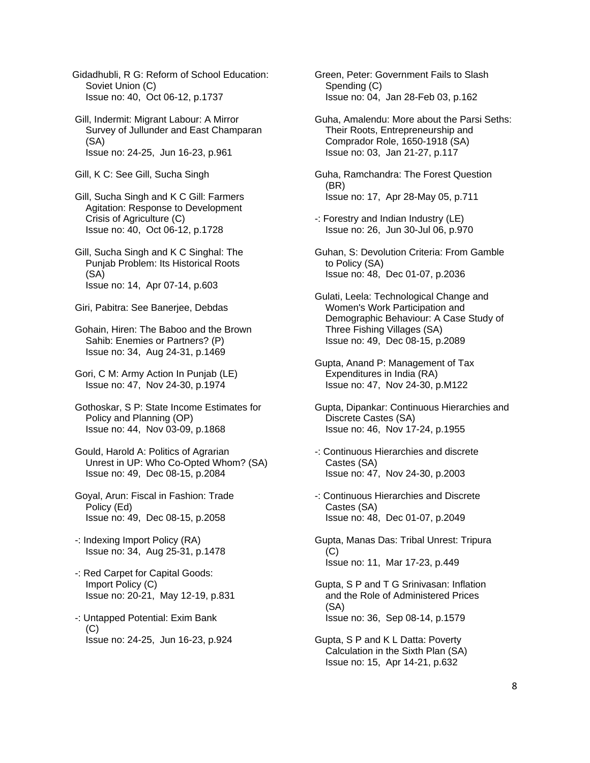Gidadhubli, R G: Reform of School Education: Soviet Union (C)
Issue no: 40, Oct 06-12, p.1737

Gill, Indermit: Migrant Labour: A Mirror Survey of Jullunder and East Champaran (SA)
Issue no: 24-25, Jun 16-23, p.961

Gill, K C: See Gill, Sucha Singh

Gill, Sucha Singh and K C Gill: Farmers Agitation: Response to Development Crisis of Agriculture (C)
Issue no: 40, Oct 06-12, p.1728

Gill, Sucha Singh and K C Singhal: The Punjab Problem: Its Historical Roots (SA)
Issue no: 14, Apr 07-14, p.603

Giri, Pabitra: See Banerjee, Debdas

Gohain, Hiren: The Baboo and the Brown Sahib: Enemies or Partners? (P)
Issue no: 34, Aug 24-31, p.1469

Gori, C M: Army Action In Punjab (LE)
Issue no: 47, Nov 24-30, p.1974

Gothoskar, S P: State Income Estimates for Policy and Planning (OP)
Issue no: 44, Nov 03-09, p.1868

Gould, Harold A: Politics of Agrarian Unrest in UP: Who Co-Opted Whom? (SA)
Issue no: 49, Dec 08-15, p.2084

Goyal, Arun: Fiscal in Fashion: Trade Policy (Ed)
Issue no: 49, Dec 08-15, p.2058

-: Indexing Import Policy (RA)
Issue no: 34, Aug 25-31, p.1478

-: Red Carpet for Capital Goods: Import Policy (C)
Issue no: 20-21, May 12-19, p.831

-: Untapped Potential: Exim Bank (C)
Issue no: 24-25, Jun 16-23, p.924

Green, Peter: Government Fails to Slash Spending (C)
Issue no: 04, Jan 28-Feb 03, p.162

Guha, Amalendu: More about the Parsi Seths: Their Roots, Entrepreneurship and Comprador Role, 1650-1918 (SA)
Issue no: 03, Jan 21-27, p.117

Guha, Ramchandra: The Forest Question (BR)
Issue no: 17, Apr 28-May 05, p.711

-: Forestry and Indian Industry (LE)
Issue no: 26, Jun 30-Jul 06, p.970

Guhan, S: Devolution Criteria: From Gamble to Policy (SA)
Issue no: 48, Dec 01-07, p.2036

Gulati, Leela: Technological Change and Women's Work Participation and Demographic Behaviour: A Case Study of Three Fishing Villages (SA)
Issue no: 49, Dec 08-15, p.2089

Gupta, Anand P: Management of Tax Expenditures in India (RA)
Issue no: 47, Nov 24-30, p.M122

Gupta, Dipankar: Continuous Hierarchies and Discrete Castes (SA)
Issue no: 46, Nov 17-24, p.1955

-: Continuous Hierarchies and discrete Castes (SA)
Issue no: 47, Nov 24-30, p.2003

-: Continuous Hierarchies and Discrete Castes (SA)
Issue no: 48, Dec 01-07, p.2049

Gupta, Manas Das: Tribal Unrest: Tripura (C)
Issue no: 11, Mar 17-23, p.449

Gupta, S P and T G Srinivasan: Inflation and the Role of Administered Prices (SA)
Issue no: 36, Sep 08-14, p.1579

Gupta, S P and K L Datta: Poverty Calculation in the Sixth Plan (SA)
Issue no: 15, Apr 14-21, p.632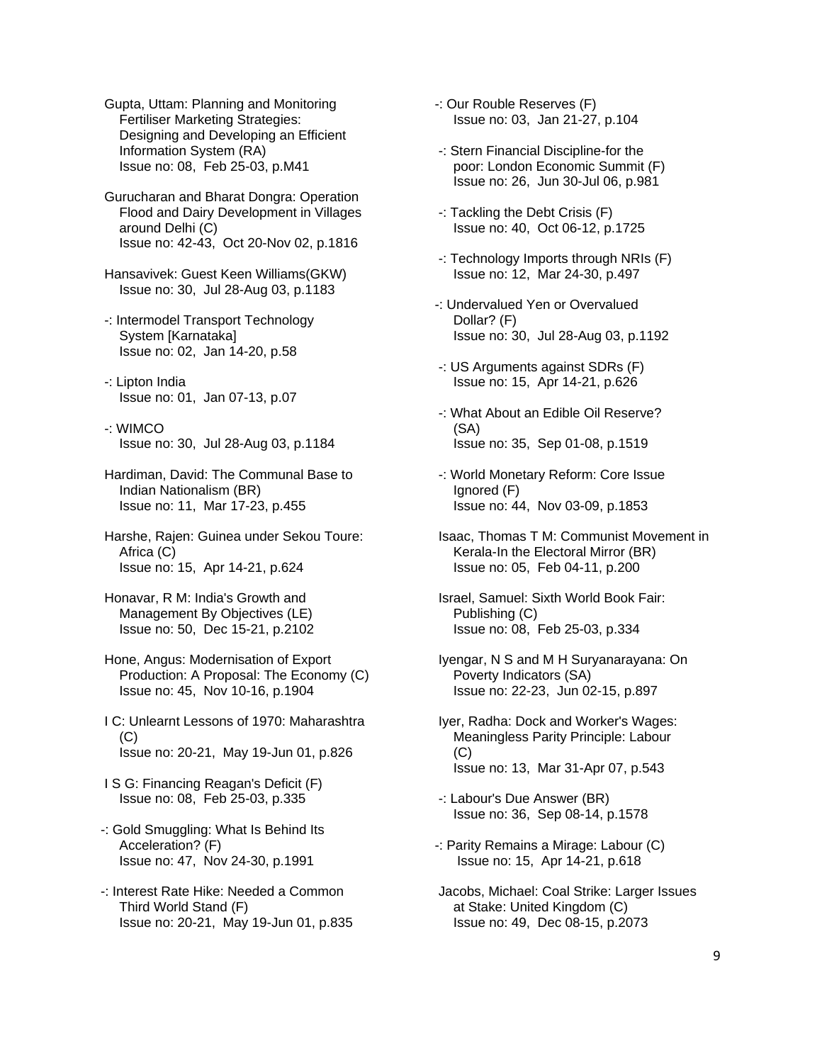Gupta, Uttam: Planning and Monitoring Fertiliser Marketing Strategies: Designing and Developing an Efficient Information System (RA)
Issue no: 08, Feb 25-03, p.M41

Gurucharan and Bharat Dongra: Operation Flood and Dairy Development in Villages around Delhi (C)
Issue no: 42-43, Oct 20-Nov 02, p.1816

Hansavivek: Guest Keen Williams(GKW)
Issue no: 30, Jul 28-Aug 03, p.1183

-: Intermodel Transport Technology System [Karnataka]
Issue no: 02, Jan 14-20, p.58

-: Lipton India
Issue no: 01, Jan 07-13, p.07

-: WIMCO
Issue no: 30, Jul 28-Aug 03, p.1184

Hardiman, David: The Communal Base to Indian Nationalism (BR)
Issue no: 11, Mar 17-23, p.455

Harshe, Rajen: Guinea under Sekou Toure: Africa (C)
Issue no: 15, Apr 14-21, p.624

Honavar, R M: India's Growth and Management By Objectives (LE)
Issue no: 50, Dec 15-21, p.2102

Hone, Angus: Modernisation of Export Production: A Proposal: The Economy (C)
Issue no: 45, Nov 10-16, p.1904

I C: Unlearnt Lessons of 1970: Maharashtra (C)
Issue no: 20-21, May 19-Jun 01, p.826

I S G: Financing Reagan's Deficit (F)
Issue no: 08, Feb 25-03, p.335

-: Gold Smuggling: What Is Behind Its Acceleration? (F)
Issue no: 47, Nov 24-30, p.1991

-: Interest Rate Hike: Needed a Common Third World Stand (F)
Issue no: 20-21, May 19-Jun 01, p.835

-: Our Rouble Reserves (F)
Issue no: 03, Jan 21-27, p.104

-: Stern Financial Discipline-for the poor: London Economic Summit (F)
Issue no: 26, Jun 30-Jul 06, p.981

-: Tackling the Debt Crisis (F)
Issue no: 40, Oct 06-12, p.1725

-: Technology Imports through NRIs (F)
Issue no: 12, Mar 24-30, p.497

-: Undervalued Yen or Overvalued Dollar? (F)
Issue no: 30, Jul 28-Aug 03, p.1192

-: US Arguments against SDRs (F)
Issue no: 15, Apr 14-21, p.626

-: What About an Edible Oil Reserve? (SA)
Issue no: 35, Sep 01-08, p.1519

-: World Monetary Reform: Core Issue Ignored (F)
Issue no: 44, Nov 03-09, p.1853

Isaac, Thomas T M: Communist Movement in Kerala-In the Electoral Mirror (BR)
Issue no: 05, Feb 04-11, p.200

Israel, Samuel: Sixth World Book Fair: Publishing (C)
Issue no: 08, Feb 25-03, p.334

Iyengar, N S and M H Suryanarayana: On Poverty Indicators (SA)
Issue no: 22-23, Jun 02-15, p.897

Iyer, Radha: Dock and Worker's Wages: Meaningless Parity Principle: Labour (C)
Issue no: 13, Mar 31-Apr 07, p.543

-: Labour's Due Answer (BR)
Issue no: 36, Sep 08-14, p.1578

-: Parity Remains a Mirage: Labour (C)
Issue no: 15, Apr 14-21, p.618

Jacobs, Michael: Coal Strike: Larger Issues at Stake: United Kingdom (C)
Issue no: 49, Dec 08-15, p.2073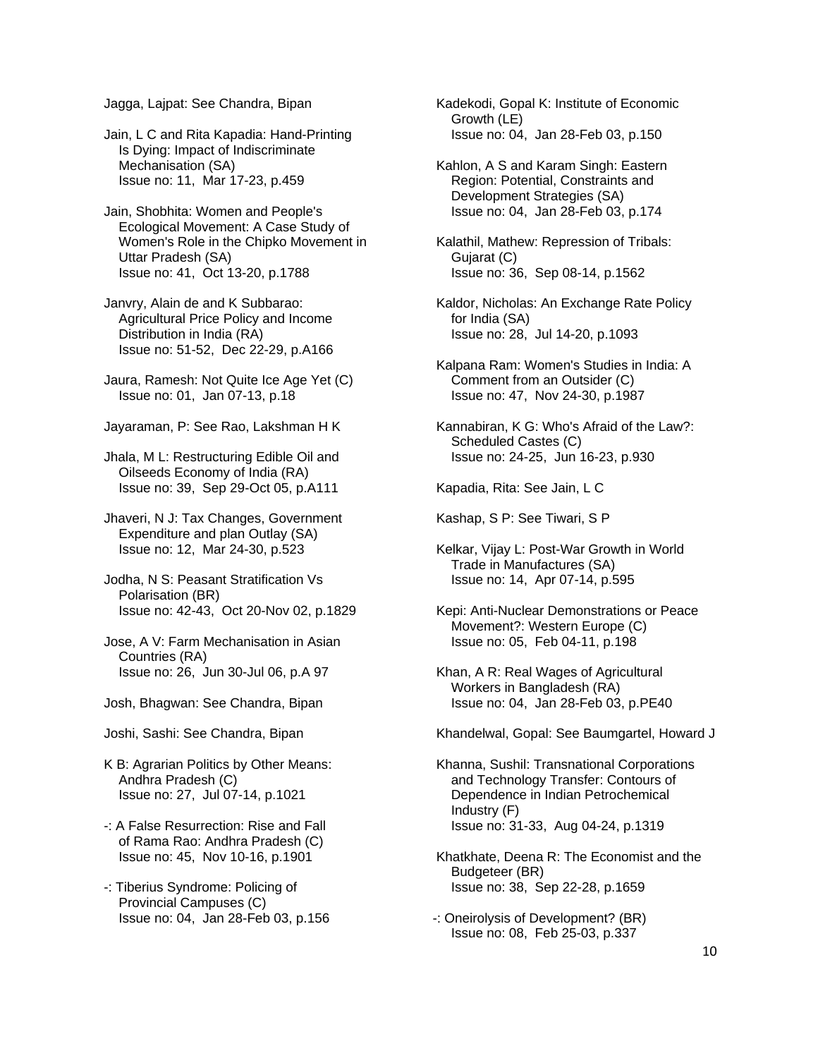Jagga, Lajpat: See Chandra, Bipan

Jain, L C and Rita Kapadia: Hand-Printing Is Dying: Impact of Indiscriminate Mechanisation (SA)
Issue no: 11, Mar 17-23, p.459

Jain, Shobhita: Women and People's Ecological Movement: A Case Study of Women's Role in the Chipko Movement in Uttar Pradesh (SA)
Issue no: 41, Oct 13-20, p.1788

Janvry, Alain de and K Subbarao: Agricultural Price Policy and Income Distribution in India (RA)
Issue no: 51-52, Dec 22-29, p.A166

Jaura, Ramesh: Not Quite Ice Age Yet (C)
Issue no: 01, Jan 07-13, p.18

Jayaraman, P: See Rao, Lakshman H K

Jhala, M L: Restructuring Edible Oil and Oilseeds Economy of India (RA)
Issue no: 39, Sep 29-Oct 05, p.A111

Jhaveri, N J: Tax Changes, Government Expenditure and plan Outlay (SA)
Issue no: 12, Mar 24-30, p.523

Jodha, N S: Peasant Stratification Vs Polarisation (BR)
Issue no: 42-43, Oct 20-Nov 02, p.1829

Jose, A V: Farm Mechanisation in Asian Countries (RA)
Issue no: 26, Jun 30-Jul 06, p.A 97

Josh, Bhagwan: See Chandra, Bipan

Joshi, Sashi: See Chandra, Bipan

K B: Agrarian Politics by Other Means: Andhra Pradesh (C)
Issue no: 27, Jul 07-14, p.1021

-: A False Resurrection: Rise and Fall of Rama Rao: Andhra Pradesh (C)
Issue no: 45, Nov 10-16, p.1901

-: Tiberius Syndrome: Policing of Provincial Campuses (C)
Issue no: 04, Jan 28-Feb 03, p.156

Kadekodi, Gopal K: Institute of Economic Growth (LE)
Issue no: 04, Jan 28-Feb 03, p.150

Kahlon, A S and Karam Singh: Eastern Region: Potential, Constraints and Development Strategies (SA)
Issue no: 04, Jan 28-Feb 03, p.174

Kalathil, Mathew: Repression of Tribals: Gujarat (C)
Issue no: 36, Sep 08-14, p.1562

Kaldor, Nicholas: An Exchange Rate Policy for India (SA)
Issue no: 28, Jul 14-20, p.1093

Kalpana Ram: Women's Studies in India: A Comment from an Outsider (C)
Issue no: 47, Nov 24-30, p.1987

Kannabiran, K G: Who's Afraid of the Law?: Scheduled Castes (C)
Issue no: 24-25, Jun 16-23, p.930

Kapadia, Rita: See Jain, L C

Kashap, S P: See Tiwari, S P

Kelkar, Vijay L: Post-War Growth in World Trade in Manufactures (SA)
Issue no: 14, Apr 07-14, p.595

Kepi: Anti-Nuclear Demonstrations or Peace Movement?: Western Europe (C)
Issue no: 05, Feb 04-11, p.198

Khan, A R: Real Wages of Agricultural Workers in Bangladesh (RA)
Issue no: 04, Jan 28-Feb 03, p.PE40

Khandelwal, Gopal: See Baumgartel, Howard J

Khanna, Sushil: Transnational Corporations and Technology Transfer: Contours of Dependence in Indian Petrochemical Industry (F)
Issue no: 31-33, Aug 04-24, p.1319

Khatkhate, Deena R: The Economist and the Budgeteer (BR)
Issue no: 38, Sep 22-28, p.1659

-: Oneirolysis of Development? (BR)
Issue no: 08, Feb 25-03, p.337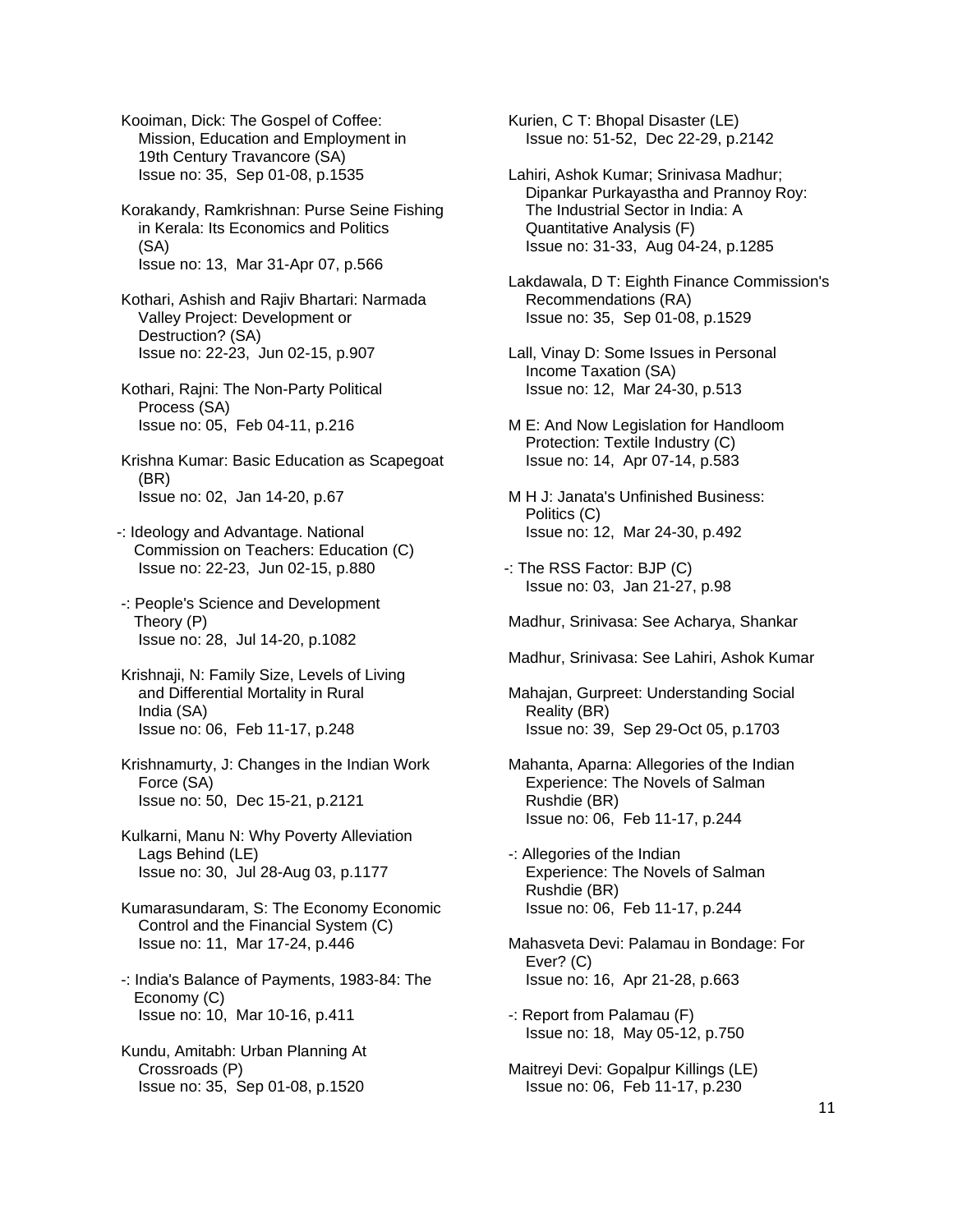Kooiman, Dick: The Gospel of Coffee: Mission, Education and Employment in 19th Century Travancore (SA)
Issue no: 35, Sep 01-08, p.1535

Korakandy, Ramkrishnan: Purse Seine Fishing in Kerala: Its Economics and Politics (SA)
Issue no: 13, Mar 31-Apr 07, p.566

Kothari, Ashish and Rajiv Bhartari: Narmada Valley Project: Development or Destruction? (SA)
Issue no: 22-23, Jun 02-15, p.907

Kothari, Rajni: The Non-Party Political Process (SA)
Issue no: 05, Feb 04-11, p.216

Krishna Kumar: Basic Education as Scapegoat (BR)
Issue no: 02, Jan 14-20, p.67

-: Ideology and Advantage. National Commission on Teachers: Education (C)
Issue no: 22-23, Jun 02-15, p.880

-: People's Science and Development Theory (P)
Issue no: 28, Jul 14-20, p.1082

Krishnaji, N: Family Size, Levels of Living and Differential Mortality in Rural India (SA)
Issue no: 06, Feb 11-17, p.248

Krishnamurty, J: Changes in the Indian Work Force (SA)
Issue no: 50, Dec 15-21, p.2121

Kulkarni, Manu N: Why Poverty Alleviation Lags Behind (LE)
Issue no: 30, Jul 28-Aug 03, p.1177

Kumarasundaram, S: The Economy Economic Control and the Financial System (C)
Issue no: 11, Mar 17-24, p.446

-: India's Balance of Payments, 1983-84: The Economy (C)
Issue no: 10, Mar 10-16, p.411

Kundu, Amitabh: Urban Planning At Crossroads (P)
Issue no: 35, Sep 01-08, p.1520

Kurien, C T: Bhopal Disaster (LE)
Issue no: 51-52, Dec 22-29, p.2142

Lahiri, Ashok Kumar; Srinivasa Madhur; Dipankar Purkayastha and Prannoy Roy: The Industrial Sector in India: A Quantitative Analysis (F)
Issue no: 31-33, Aug 04-24, p.1285

Lakdawala, D T: Eighth Finance Commission's Recommendations (RA)
Issue no: 35, Sep 01-08, p.1529

Lall, Vinay D: Some Issues in Personal Income Taxation (SA)
Issue no: 12, Mar 24-30, p.513

M E: And Now Legislation for Handloom Protection: Textile Industry (C)
Issue no: 14, Apr 07-14, p.583

M H J: Janata's Unfinished Business: Politics (C)
Issue no: 12, Mar 24-30, p.492

-: The RSS Factor: BJP (C)
Issue no: 03, Jan 21-27, p.98

Madhur, Srinivasa: See Acharya, Shankar

Madhur, Srinivasa: See Lahiri, Ashok Kumar

Mahajan, Gurpreet: Understanding Social Reality (BR)
Issue no: 39, Sep 29-Oct 05, p.1703

Mahanta, Aparna: Allegories of the Indian Experience: The Novels of Salman Rushdie (BR)
Issue no: 06, Feb 11-17, p.244

-: Allegories of the Indian Experience: The Novels of Salman Rushdie (BR)
Issue no: 06, Feb 11-17, p.244

Mahasveta Devi: Palamau in Bondage: For Ever? (C)
Issue no: 16, Apr 21-28, p.663

-: Report from Palamau (F)
Issue no: 18, May 05-12, p.750

Maitreyi Devi: Gopalpur Killings (LE)
Issue no: 06, Feb 11-17, p.230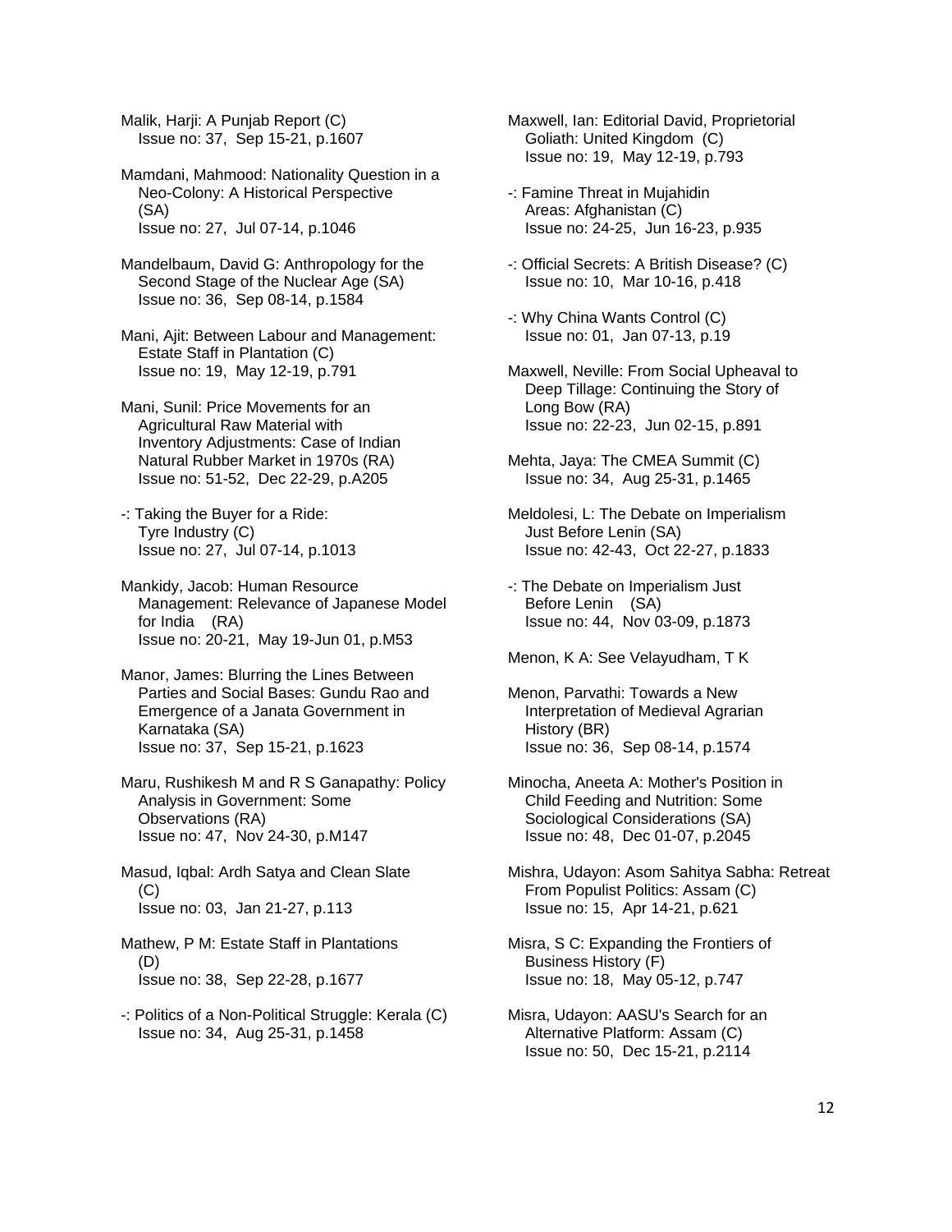Malik, Harji: A Punjab Report (C)
Issue no: 37, Sep 15-21, p.1607

Mamdani, Mahmood: Nationality Question in a Neo-Colony: A Historical Perspective (SA)
Issue no: 27, Jul 07-14, p.1046

Mandelbaum, David G: Anthropology for the Second Stage of the Nuclear Age (SA)
Issue no: 36, Sep 08-14, p.1584

Mani, Ajit: Between Labour and Management: Estate Staff in Plantation (C)
Issue no: 19, May 12-19, p.791

Mani, Sunil: Price Movements for an Agricultural Raw Material with Inventory Adjustments: Case of Indian Natural Rubber Market in 1970s (RA)
Issue no: 51-52, Dec 22-29, p.A205

-: Taking the Buyer for a Ride: Tyre Industry (C)
Issue no: 27, Jul 07-14, p.1013

Mankidy, Jacob: Human Resource Management: Relevance of Japanese Model for India (RA)
Issue no: 20-21, May 19-Jun 01, p.M53

Manor, James: Blurring the Lines Between Parties and Social Bases: Gundu Rao and Emergence of a Janata Government in Karnataka (SA)
Issue no: 37, Sep 15-21, p.1623

Maru, Rushikesh M and R S Ganapathy: Policy Analysis in Government: Some Observations (RA)
Issue no: 47, Nov 24-30, p.M147

Masud, Iqbal: Ardh Satya and Clean Slate (C)
Issue no: 03, Jan 21-27, p.113

Mathew, P M: Estate Staff in Plantations (D)
Issue no: 38, Sep 22-28, p.1677

-: Politics of a Non-Political Struggle: Kerala (C)
Issue no: 34, Aug 25-31, p.1458

Maxwell, Ian: Editorial David, Proprietorial Goliath: United Kingdom (C)
Issue no: 19, May 12-19, p.793

-: Famine Threat in Mujahidin Areas: Afghanistan (C)
Issue no: 24-25, Jun 16-23, p.935

-: Official Secrets: A British Disease? (C)
Issue no: 10, Mar 10-16, p.418

-: Why China Wants Control (C)
Issue no: 01, Jan 07-13, p.19

Maxwell, Neville: From Social Upheaval to Deep Tillage: Continuing the Story of Long Bow (RA)
Issue no: 22-23, Jun 02-15, p.891

Mehta, Jaya: The CMEA Summit (C)
Issue no: 34, Aug 25-31, p.1465

Meldolesi, L: The Debate on Imperialism Just Before Lenin (SA)
Issue no: 42-43, Oct 22-27, p.1833

-: The Debate on Imperialism Just Before Lenin (SA)
Issue no: 44, Nov 03-09, p.1873

Menon, K A: See Velayudham, T K

Menon, Parvathi: Towards a New Interpretation of Medieval Agrarian History (BR)
Issue no: 36, Sep 08-14, p.1574

Minocha, Aneeta A: Mother's Position in Child Feeding and Nutrition: Some Sociological Considerations (SA)
Issue no: 48, Dec 01-07, p.2045

Mishra, Udayon: Asom Sahitya Sabha: Retreat From Populist Politics: Assam (C)
Issue no: 15, Apr 14-21, p.621

Misra, S C: Expanding the Frontiers of Business History (F)
Issue no: 18, May 05-12, p.747

Misra, Udayon: AASU's Search for an Alternative Platform: Assam (C)
Issue no: 50, Dec 15-21, p.2114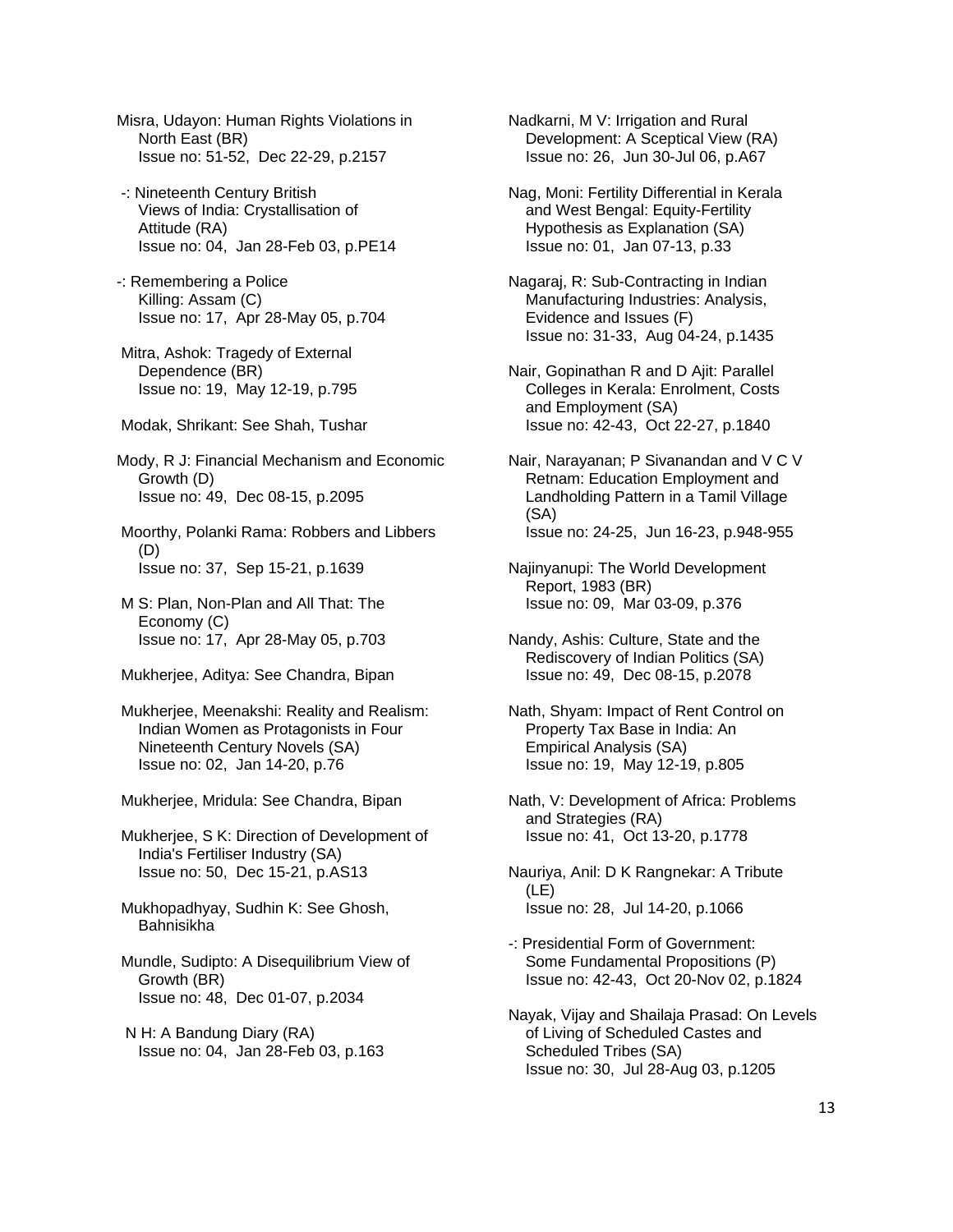Misra, Udayon: Human Rights Violations in North East (BR)
Issue no: 51-52, Dec 22-29, p.2157

-: Nineteenth Century British Views of India: Crystallisation of Attitude (RA)
Issue no: 04, Jan 28-Feb 03, p.PE14

-: Remembering a Police Killing: Assam (C)
Issue no: 17, Apr 28-May 05, p.704

Mitra, Ashok: Tragedy of External Dependence (BR)
Issue no: 19, May 12-19, p.795

Modak, Shrikant: See Shah, Tushar

Mody, R J: Financial Mechanism and Economic Growth (D)
Issue no: 49, Dec 08-15, p.2095

Moorthy, Polanki Rama: Robbers and Libbers (D)
Issue no: 37, Sep 15-21, p.1639

M S: Plan, Non-Plan and All That: The Economy (C)
Issue no: 17, Apr 28-May 05, p.703

Mukherjee, Aditya: See Chandra, Bipan

Mukherjee, Meenakshi: Reality and Realism: Indian Women as Protagonists in Four Nineteenth Century Novels (SA)
Issue no: 02, Jan 14-20, p.76

Mukherjee, Mridula: See Chandra, Bipan

Mukherjee, S K: Direction of Development of India's Fertiliser Industry (SA)
Issue no: 50, Dec 15-21, p.AS13

Mukhopadhyay, Sudhin K: See Ghosh, Bahnisikha

Mundle, Sudipto: A Disequilibrium View of Growth (BR)
Issue no: 48, Dec 01-07, p.2034

N H: A Bandung Diary (RA)
Issue no: 04, Jan 28-Feb 03, p.163

Nadkarni, M V: Irrigation and Rural Development: A Sceptical View (RA)
Issue no: 26, Jun 30-Jul 06, p.A67

Nag, Moni: Fertility Differential in Kerala and West Bengal: Equity-Fertility Hypothesis as Explanation (SA)
Issue no: 01, Jan 07-13, p.33

Nagaraj, R: Sub-Contracting in Indian Manufacturing Industries: Analysis, Evidence and Issues (F)
Issue no: 31-33, Aug 04-24, p.1435

Nair, Gopinathan R and D Ajit: Parallel Colleges in Kerala: Enrolment, Costs and Employment (SA)
Issue no: 42-43, Oct 22-27, p.1840

Nair, Narayanan; P Sivanandan and V C V Retnam: Education Employment and Landholding Pattern in a Tamil Village (SA)
Issue no: 24-25, Jun 16-23, p.948-955

Najinyanupi: The World Development Report, 1983 (BR)
Issue no: 09, Mar 03-09, p.376

Nandy, Ashis: Culture, State and the Rediscovery of Indian Politics (SA)
Issue no: 49, Dec 08-15, p.2078

Nath, Shyam: Impact of Rent Control on Property Tax Base in India: An Empirical Analysis (SA)
Issue no: 19, May 12-19, p.805

Nath, V: Development of Africa: Problems and Strategies (RA)
Issue no: 41, Oct 13-20, p.1778

Nauriya, Anil: D K Rangnekar: A Tribute (LE)
Issue no: 28, Jul 14-20, p.1066

-: Presidential Form of Government: Some Fundamental Propositions (P)
Issue no: 42-43, Oct 20-Nov 02, p.1824

Nayak, Vijay and Shailaja Prasad: On Levels of Living of Scheduled Castes and Scheduled Tribes (SA)
Issue no: 30, Jul 28-Aug 03, p.1205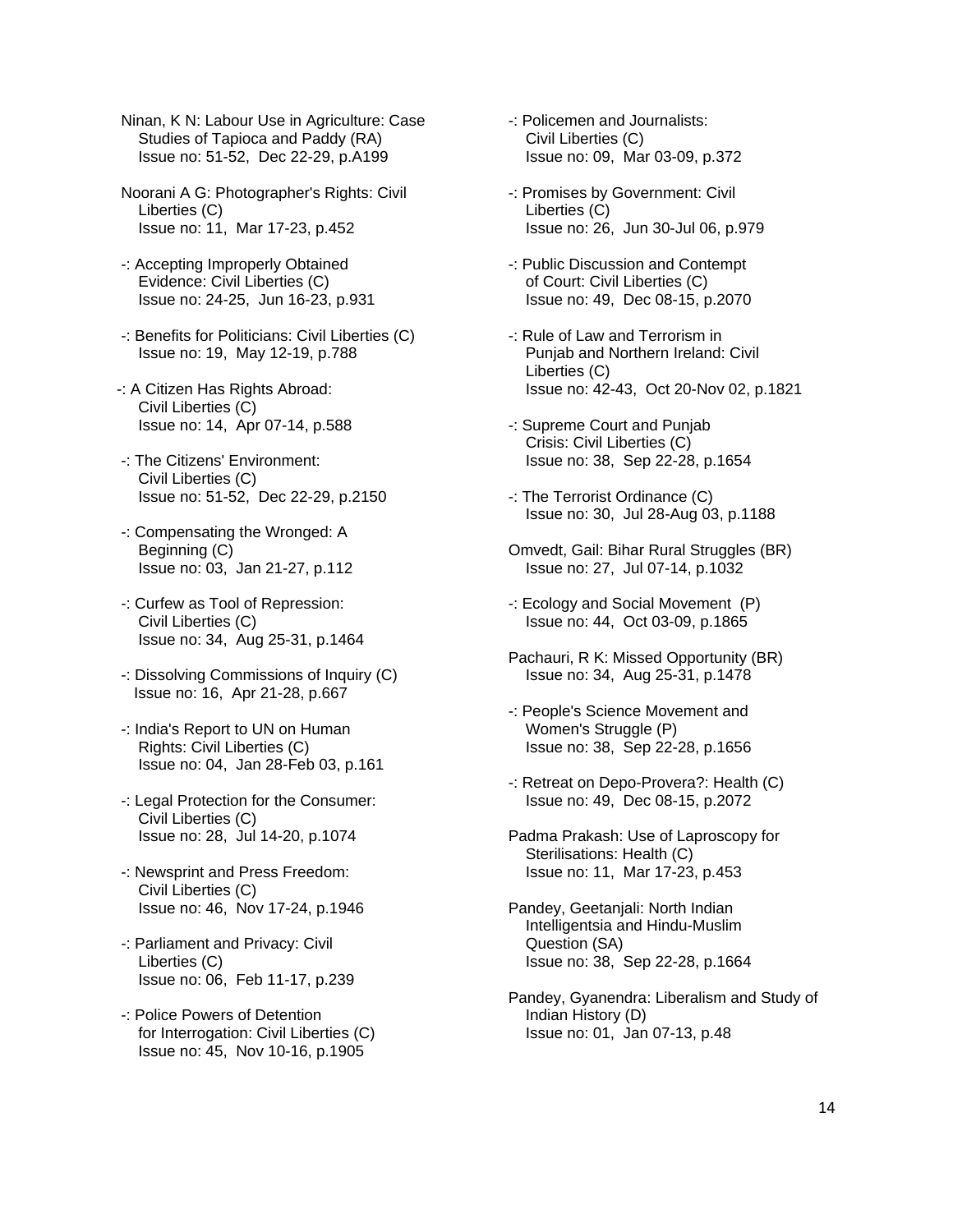Ninan, K N: Labour Use in Agriculture: Case Studies of Tapioca and Paddy (RA)
Issue no: 51-52, Dec 22-29, p.A199

Noorani A G: Photographer's Rights: Civil Liberties (C)
Issue no: 11, Mar 17-23, p.452

-: Accepting Improperly Obtained Evidence: Civil Liberties (C)
Issue no: 24-25, Jun 16-23, p.931

-: Benefits for Politicians: Civil Liberties (C)
Issue no: 19, May 12-19, p.788

-: A Citizen Has Rights Abroad: Civil Liberties (C)
Issue no: 14, Apr 07-14, p.588

-: The Citizens' Environment: Civil Liberties (C)
Issue no: 51-52, Dec 22-29, p.2150

-: Compensating the Wronged: A Beginning (C)
Issue no: 03, Jan 21-27, p.112

-: Curfew as Tool of Repression: Civil Liberties (C)
Issue no: 34, Aug 25-31, p.1464

-: Dissolving Commissions of Inquiry (C)
Issue no: 16, Apr 21-28, p.667

-: India's Report to UN on Human Rights: Civil Liberties (C)
Issue no: 04, Jan 28-Feb 03, p.161

-: Legal Protection for the Consumer: Civil Liberties (C)
Issue no: 28, Jul 14-20, p.1074

-: Newsprint and Press Freedom: Civil Liberties (C)
Issue no: 46, Nov 17-24, p.1946

-: Parliament and Privacy: Civil Liberties (C)
Issue no: 06, Feb 11-17, p.239

-: Police Powers of Detention for Interrogation: Civil Liberties (C)
Issue no: 45, Nov 10-16, p.1905

-: Policemen and Journalists: Civil Liberties (C)
Issue no: 09, Mar 03-09, p.372

-: Promises by Government: Civil Liberties (C)
Issue no: 26, Jun 30-Jul 06, p.979

-: Public Discussion and Contempt of Court: Civil Liberties (C)
Issue no: 49, Dec 08-15, p.2070

-: Rule of Law and Terrorism in Punjab and Northern Ireland: Civil Liberties (C)
Issue no: 42-43, Oct 20-Nov 02, p.1821

-: Supreme Court and Punjab Crisis: Civil Liberties (C)
Issue no: 38, Sep 22-28, p.1654

-: The Terrorist Ordinance (C)
Issue no: 30, Jul 28-Aug 03, p.1188

Omvedt, Gail: Bihar Rural Struggles (BR)
Issue no: 27, Jul 07-14, p.1032

-: Ecology and Social Movement (P)
Issue no: 44, Oct 03-09, p.1865

Pachauri, R K: Missed Opportunity (BR)
Issue no: 34, Aug 25-31, p.1478

-: People's Science Movement and Women's Struggle (P)
Issue no: 38, Sep 22-28, p.1656

-: Retreat on Depo-Provera?: Health (C)
Issue no: 49, Dec 08-15, p.2072

Padma Prakash: Use of Laproscopy for Sterilisations: Health (C)
Issue no: 11, Mar 17-23, p.453

Pandey, Geetanjali: North Indian Intelligentsia and Hindu-Muslim Question (SA)
Issue no: 38, Sep 22-28, p.1664

Pandey, Gyanendra: Liberalism and Study of Indian History (D)
Issue no: 01, Jan 07-13, p.48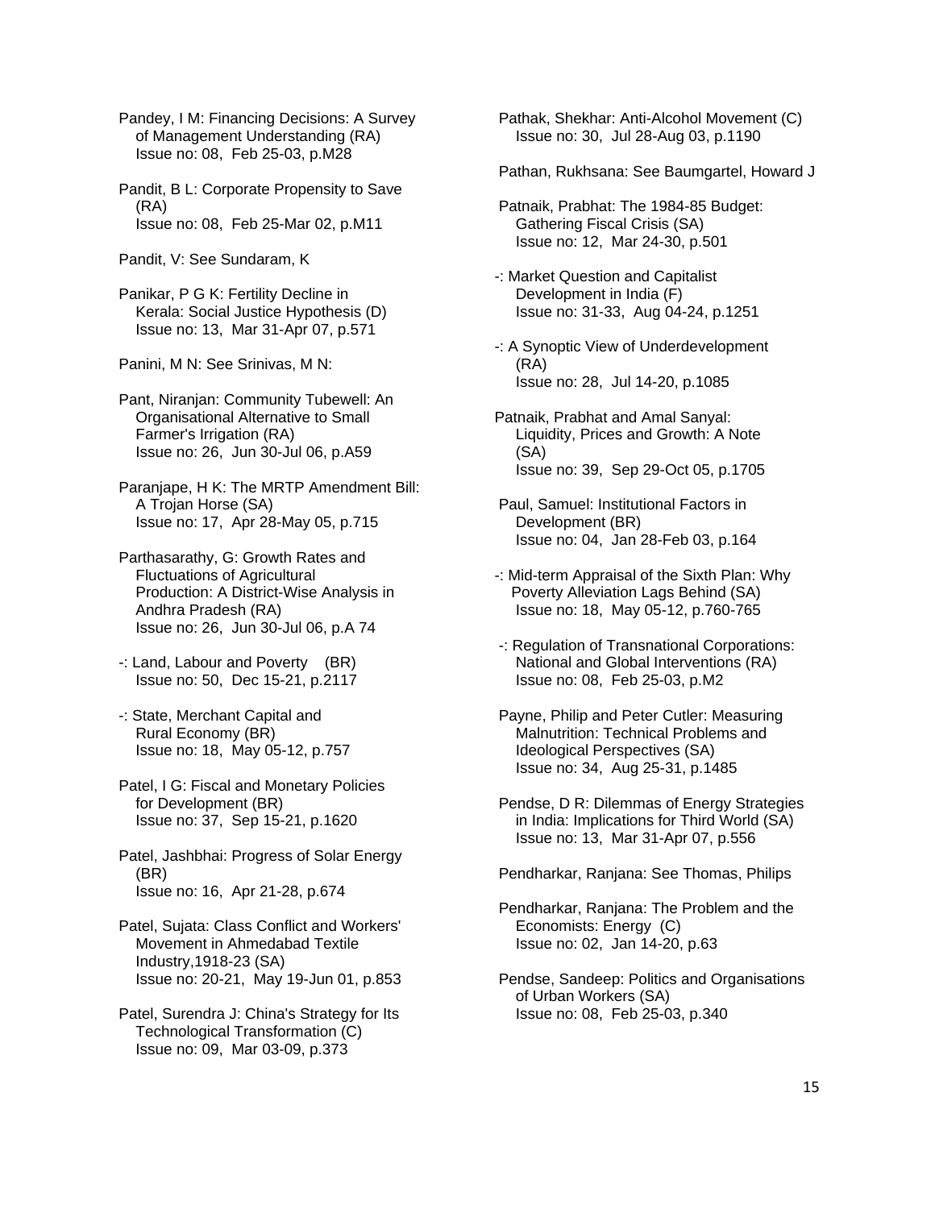Pandey, I M: Financing Decisions: A Survey of Management Understanding (RA)
Issue no: 08, Feb 25-03, p.M28

Pandit, B L: Corporate Propensity to Save (RA)
Issue no: 08, Feb 25-Mar 02, p.M11

Pandit, V: See Sundaram, K

Panikar, P G K: Fertility Decline in Kerala: Social Justice Hypothesis (D)
Issue no: 13, Mar 31-Apr 07, p.571

Panini, M N: See Srinivas, M N:

Pant, Niranjan: Community Tubewell: An Organisational Alternative to Small Farmer's Irrigation (RA)
Issue no: 26, Jun 30-Jul 06, p.A59

Paranjape, H K: The MRTP Amendment Bill: A Trojan Horse (SA)
Issue no: 17, Apr 28-May 05, p.715

Parthasarathy, G: Growth Rates and Fluctuations of Agricultural Production: A District-Wise Analysis in Andhra Pradesh (RA)
Issue no: 26, Jun 30-Jul 06, p.A 74

-: Land, Labour and Poverty (BR)
Issue no: 50, Dec 15-21, p.2117

-: State, Merchant Capital and Rural Economy (BR)
Issue no: 18, May 05-12, p.757

Patel, I G: Fiscal and Monetary Policies for Development (BR)
Issue no: 37, Sep 15-21, p.1620

Patel, Jashbhai: Progress of Solar Energy (BR)
Issue no: 16, Apr 21-28, p.674

Patel, Sujata: Class Conflict and Workers' Movement in Ahmedabad Textile Industry,1918-23 (SA)
Issue no: 20-21, May 19-Jun 01, p.853

Patel, Surendra J: China's Strategy for Its Technological Transformation (C)
Issue no: 09, Mar 03-09, p.373

Pathak, Shekhar: Anti-Alcohol Movement (C)
Issue no: 30, Jul 28-Aug 03, p.1190

Pathan, Rukhsana: See Baumgartel, Howard J

Patnaik, Prabhat: The 1984-85 Budget: Gathering Fiscal Crisis (SA)
Issue no: 12, Mar 24-30, p.501

-: Market Question and Capitalist Development in India (F)
Issue no: 31-33, Aug 04-24, p.1251

-: A Synoptic View of Underdevelopment (RA)
Issue no: 28, Jul 14-20, p.1085

Patnaik, Prabhat and Amal Sanyal: Liquidity, Prices and Growth: A Note (SA)
Issue no: 39, Sep 29-Oct 05, p.1705

Paul, Samuel: Institutional Factors in Development (BR)
Issue no: 04, Jan 28-Feb 03, p.164

-: Mid-term Appraisal of the Sixth Plan: Why Poverty Alleviation Lags Behind (SA)
Issue no: 18, May 05-12, p.760-765

-: Regulation of Transnational Corporations: National and Global Interventions (RA)
Issue no: 08, Feb 25-03, p.M2

Payne, Philip and Peter Cutler: Measuring Malnutrition: Technical Problems and Ideological Perspectives (SA)
Issue no: 34, Aug 25-31, p.1485

Pendse, D R: Dilemmas of Energy Strategies in India: Implications for Third World (SA)
Issue no: 13, Mar 31-Apr 07, p.556

Pendharkar, Ranjana: See Thomas, Philips

Pendharkar, Ranjana: The Problem and the Economists: Energy (C)
Issue no: 02, Jan 14-20, p.63

Pendse, Sandeep: Politics and Organisations of Urban Workers (SA)
Issue no: 08, Feb 25-03, p.340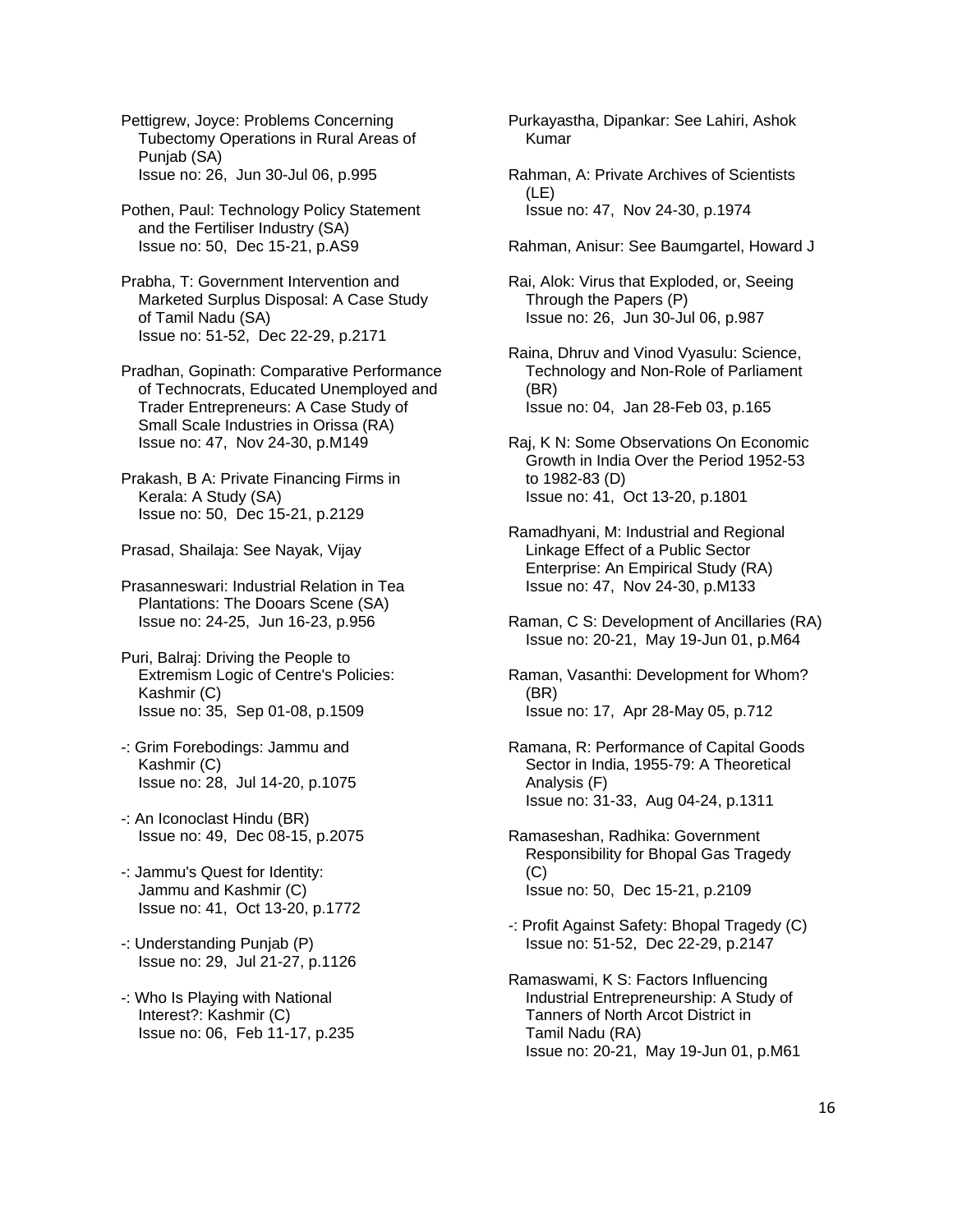Pettigrew, Joyce: Problems Concerning Tubectomy Operations in Rural Areas of Punjab (SA)
Issue no: 26, Jun 30-Jul 06, p.995

Pothen, Paul: Technology Policy Statement and the Fertiliser Industry (SA)
Issue no: 50, Dec 15-21, p.AS9

Prabha, T: Government Intervention and Marketed Surplus Disposal: A Case Study of Tamil Nadu (SA)
Issue no: 51-52, Dec 22-29, p.2171

Pradhan, Gopinath: Comparative Performance of Technocrats, Educated Unemployed and Trader Entrepreneurs: A Case Study of Small Scale Industries in Orissa (RA)
Issue no: 47, Nov 24-30, p.M149

Prakash, B A: Private Financing Firms in Kerala: A Study (SA)
Issue no: 50, Dec 15-21, p.2129

Prasad, Shailaja: See Nayak, Vijay

Prasanneswari: Industrial Relation in Tea Plantations: The Dooars Scene (SA)
Issue no: 24-25, Jun 16-23, p.956

Puri, Balraj: Driving the People to Extremism Logic of Centre's Policies: Kashmir (C)
Issue no: 35, Sep 01-08, p.1509

-: Grim Forebodings: Jammu and Kashmir (C)
Issue no: 28, Jul 14-20, p.1075

-: An Iconoclast Hindu (BR)
Issue no: 49, Dec 08-15, p.2075

-: Jammu's Quest for Identity: Jammu and Kashmir (C)
Issue no: 41, Oct 13-20, p.1772

-: Understanding Punjab (P)
Issue no: 29, Jul 21-27, p.1126

-: Who Is Playing with National Interest?: Kashmir (C)
Issue no: 06, Feb 11-17, p.235

Purkayastha, Dipankar: See Lahiri, Ashok Kumar

Rahman, A: Private Archives of Scientists (LE)
Issue no: 47, Nov 24-30, p.1974

Rahman, Anisur: See Baumgartel, Howard J

Rai, Alok: Virus that Exploded, or, Seeing Through the Papers (P)
Issue no: 26, Jun 30-Jul 06, p.987

Raina, Dhruv and Vinod Vyasulu: Science, Technology and Non-Role of Parliament (BR)
Issue no: 04, Jan 28-Feb 03, p.165

Raj, K N: Some Observations On Economic Growth in India Over the Period 1952-53 to 1982-83 (D)
Issue no: 41, Oct 13-20, p.1801

Ramadhyani, M: Industrial and Regional Linkage Effect of a Public Sector Enterprise: An Empirical Study (RA)
Issue no: 47, Nov 24-30, p.M133

Raman, C S: Development of Ancillaries (RA)
Issue no: 20-21, May 19-Jun 01, p.M64

Raman, Vasanthi: Development for Whom? (BR)
Issue no: 17, Apr 28-May 05, p.712

Ramana, R: Performance of Capital Goods Sector in India, 1955-79: A Theoretical Analysis (F)
Issue no: 31-33, Aug 04-24, p.1311

Ramaseshan, Radhika: Government Responsibility for Bhopal Gas Tragedy (C)
Issue no: 50, Dec 15-21, p.2109

-: Profit Against Safety: Bhopal Tragedy (C)
Issue no: 51-52, Dec 22-29, p.2147

Ramaswami, K S: Factors Influencing Industrial Entrepreneurship: A Study of Tanners of North Arcot District in Tamil Nadu (RA)
Issue no: 20-21, May 19-Jun 01, p.M61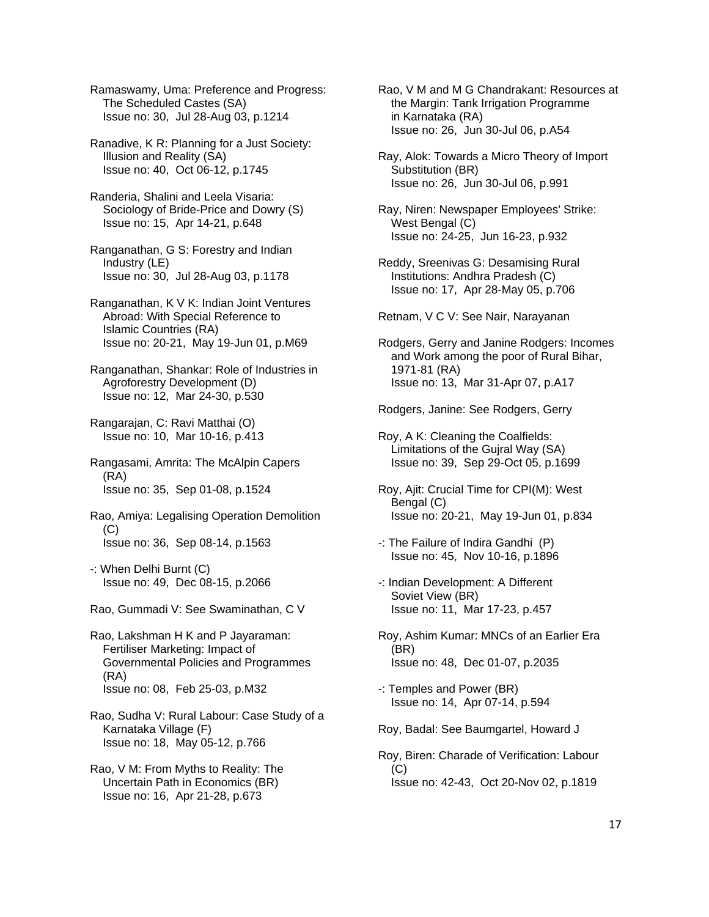Ramaswamy, Uma: Preference and Progress: The Scheduled Castes (SA)
Issue no: 30, Jul 28-Aug 03, p.1214

Ranadive, K R: Planning for a Just Society: Illusion and Reality (SA)
Issue no: 40, Oct 06-12, p.1745

Randeria, Shalini and Leela Visaria: Sociology of Bride-Price and Dowry (S)
Issue no: 15, Apr 14-21, p.648

Ranganathan, G S: Forestry and Indian Industry (LE)
Issue no: 30, Jul 28-Aug 03, p.1178

Ranganathan, K V K: Indian Joint Ventures Abroad: With Special Reference to Islamic Countries (RA)
Issue no: 20-21, May 19-Jun 01, p.M69

Ranganathan, Shankar: Role of Industries in Agroforestry Development (D)
Issue no: 12, Mar 24-30, p.530

Rangarajan, C: Ravi Matthai (O)
Issue no: 10, Mar 10-16, p.413

Rangasami, Amrita: The McAlpin Capers (RA)
Issue no: 35, Sep 01-08, p.1524

Rao, Amiya: Legalising Operation Demolition (C)
Issue no: 36, Sep 08-14, p.1563

-: When Delhi Burnt (C)
Issue no: 49, Dec 08-15, p.2066

Rao, Gummadi V: See Swaminathan, C V

Rao, Lakshman H K and P Jayaraman: Fertiliser Marketing: Impact of Governmental Policies and Programmes (RA)
Issue no: 08, Feb 25-03, p.M32

Rao, Sudha V: Rural Labour: Case Study of a Karnataka Village (F)
Issue no: 18, May 05-12, p.766

Rao, V M: From Myths to Reality: The Uncertain Path in Economics (BR)
Issue no: 16, Apr 21-28, p.673

Rao, V M and M G Chandrakant: Resources at the Margin: Tank Irrigation Programme in Karnataka (RA)
Issue no: 26, Jun 30-Jul 06, p.A54

Ray, Alok: Towards a Micro Theory of Import Substitution (BR)
Issue no: 26, Jun 30-Jul 06, p.991

Ray, Niren: Newspaper Employees' Strike: West Bengal (C)
Issue no: 24-25, Jun 16-23, p.932

Reddy, Sreenivas G: Desamising Rural Institutions: Andhra Pradesh (C)
Issue no: 17, Apr 28-May 05, p.706

Retnam, V C V: See Nair, Narayanan

Rodgers, Gerry and Janine Rodgers: Incomes and Work among the poor of Rural Bihar, 1971-81 (RA)
Issue no: 13, Mar 31-Apr 07, p.A17

Rodgers, Janine: See Rodgers, Gerry

Roy, A K: Cleaning the Coalfields: Limitations of the Gujral Way (SA)
Issue no: 39, Sep 29-Oct 05, p.1699

Roy, Ajit: Crucial Time for CPI(M): West Bengal (C)
Issue no: 20-21, May 19-Jun 01, p.834

-: The Failure of Indira Gandhi (P)
Issue no: 45, Nov 10-16, p.1896

-: Indian Development: A Different Soviet View (BR)
Issue no: 11, Mar 17-23, p.457

Roy, Ashim Kumar: MNCs of an Earlier Era (BR)
Issue no: 48, Dec 01-07, p.2035

-: Temples and Power (BR)
Issue no: 14, Apr 07-14, p.594

Roy, Badal: See Baumgartel, Howard J

Roy, Biren: Charade of Verification: Labour (C)
Issue no: 42-43, Oct 20-Nov 02, p.1819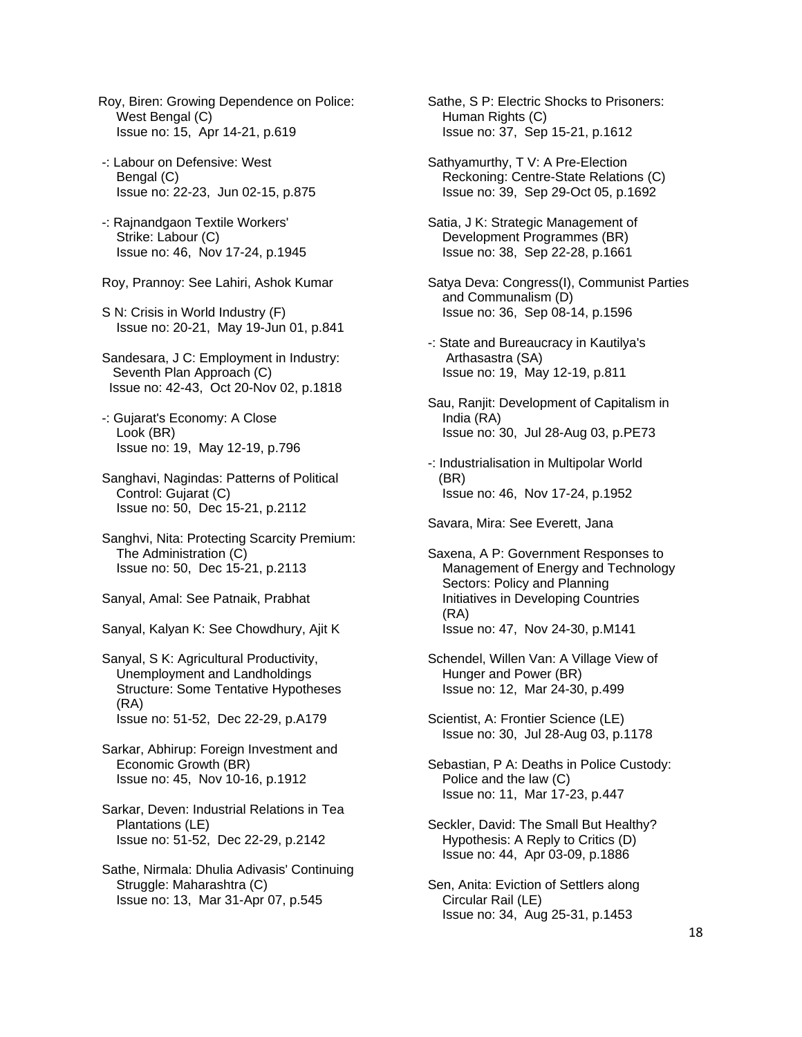Roy, Biren: Growing Dependence on Police: West Bengal (C)
Issue no: 15, Apr 14-21, p.619

-: Labour on Defensive: West Bengal (C)
Issue no: 22-23, Jun 02-15, p.875

-: Rajnandgaon Textile Workers' Strike: Labour (C)
Issue no: 46, Nov 17-24, p.1945

Roy, Prannoy: See Lahiri, Ashok Kumar

S N: Crisis in World Industry (F)
Issue no: 20-21, May 19-Jun 01, p.841

Sandesara, J C: Employment in Industry: Seventh Plan Approach (C)
Issue no: 42-43, Oct 20-Nov 02, p.1818

-: Gujarat's Economy: A Close Look (BR)
Issue no: 19, May 12-19, p.796

Sanghavi, Nagindas: Patterns of Political Control: Gujarat (C)
Issue no: 50, Dec 15-21, p.2112

Sanghvi, Nita: Protecting Scarcity Premium: The Administration (C)
Issue no: 50, Dec 15-21, p.2113

Sanyal, Amal: See Patnaik, Prabhat

Sanyal, Kalyan K: See Chowdhury, Ajit K

Sanyal, S K: Agricultural Productivity, Unemployment and Landholdings Structure: Some Tentative Hypotheses (RA)
Issue no: 51-52, Dec 22-29, p.A179

Sarkar, Abhirup: Foreign Investment and Economic Growth (BR)
Issue no: 45, Nov 10-16, p.1912

Sarkar, Deven: Industrial Relations in Tea Plantations (LE)
Issue no: 51-52, Dec 22-29, p.2142

Sathe, Nirmala: Dhulia Adivasis' Continuing Struggle: Maharashtra (C)
Issue no: 13, Mar 31-Apr 07, p.545

Sathe, S P: Electric Shocks to Prisoners: Human Rights (C)
Issue no: 37, Sep 15-21, p.1612

Sathyamurthy, T V: A Pre-Election Reckoning: Centre-State Relations (C)
Issue no: 39, Sep 29-Oct 05, p.1692

Satia, J K: Strategic Management of Development Programmes (BR)
Issue no: 38, Sep 22-28, p.1661

Satya Deva: Congress(I), Communist Parties and Communalism (D)
Issue no: 36, Sep 08-14, p.1596

-: State and Bureaucracy in Kautilya's Arthasastra (SA)
Issue no: 19, May 12-19, p.811

Sau, Ranjit: Development of Capitalism in India (RA)
Issue no: 30, Jul 28-Aug 03, p.PE73

-: Industrialisation in Multipolar World (BR)
Issue no: 46, Nov 17-24, p.1952

Savara, Mira: See Everett, Jana

Saxena, A P: Government Responses to Management of Energy and Technology Sectors: Policy and Planning Initiatives in Developing Countries (RA)
Issue no: 47, Nov 24-30, p.M141

Schendel, Willen Van: A Village View of Hunger and Power (BR)
Issue no: 12, Mar 24-30, p.499

Scientist, A: Frontier Science (LE)
Issue no: 30, Jul 28-Aug 03, p.1178

Sebastian, P A: Deaths in Police Custody: Police and the law (C)
Issue no: 11, Mar 17-23, p.447

Seckler, David: The Small But Healthy? Hypothesis: A Reply to Critics (D)
Issue no: 44, Apr 03-09, p.1886

Sen, Anita: Eviction of Settlers along Circular Rail (LE)
Issue no: 34, Aug 25-31, p.1453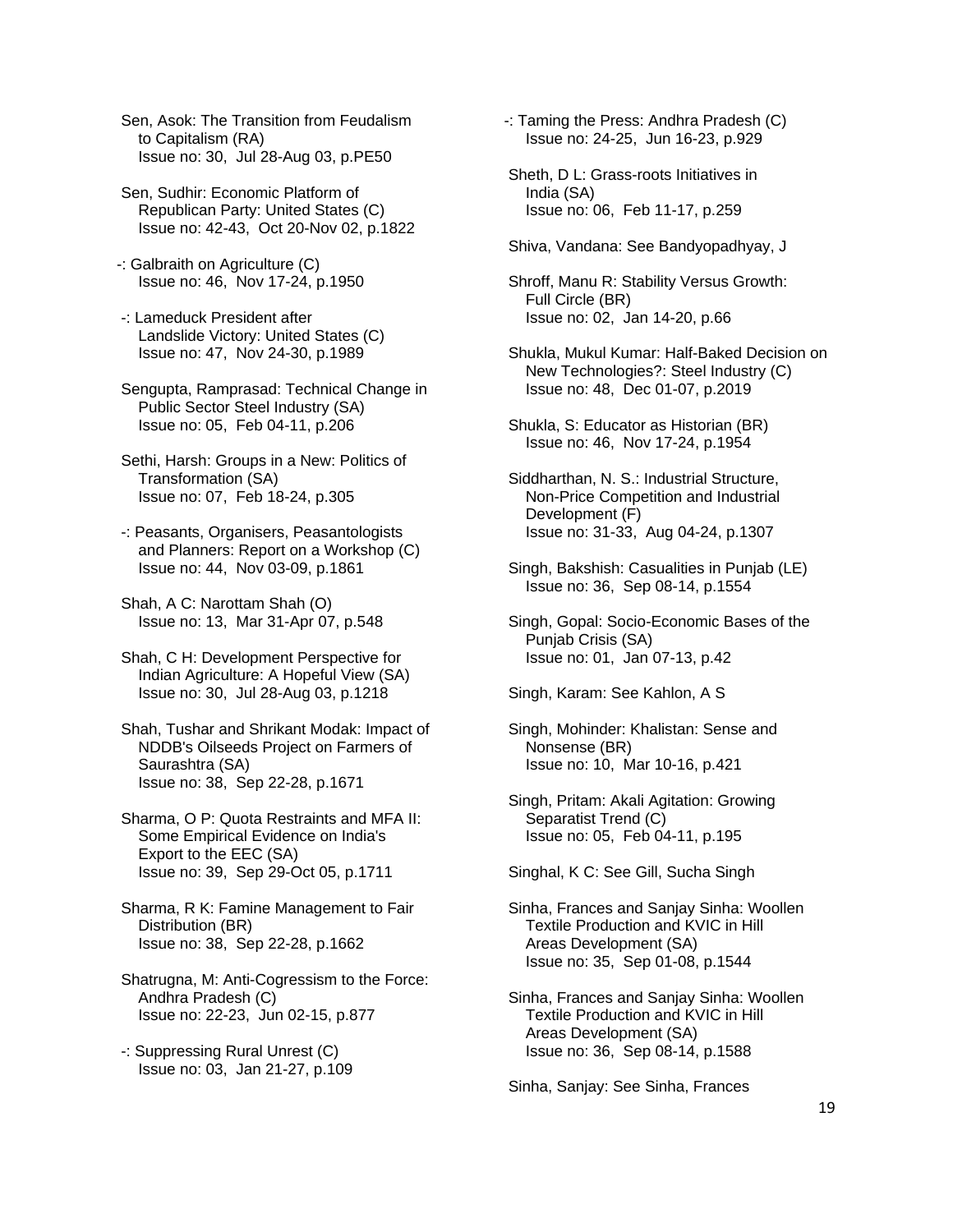Sen, Asok: The Transition from Feudalism to Capitalism (RA)
Issue no: 30, Jul 28-Aug 03, p.PE50

Sen, Sudhir: Economic Platform of Republican Party: United States (C)
Issue no: 42-43, Oct 20-Nov 02, p.1822

-: Galbraith on Agriculture (C)
Issue no: 46, Nov 17-24, p.1950

-: Lameduck President after Landslide Victory: United States (C)
Issue no: 47, Nov 24-30, p.1989

Sengupta, Ramprasad: Technical Change in Public Sector Steel Industry (SA)
Issue no: 05, Feb 04-11, p.206

Sethi, Harsh: Groups in a New: Politics of Transformation (SA)
Issue no: 07, Feb 18-24, p.305

-: Peasants, Organisers, Peasantologists and Planners: Report on a Workshop (C)
Issue no: 44, Nov 03-09, p.1861

Shah, A C: Narottam Shah (O)
Issue no: 13, Mar 31-Apr 07, p.548

Shah, C H: Development Perspective for Indian Agriculture: A Hopeful View (SA)
Issue no: 30, Jul 28-Aug 03, p.1218

Shah, Tushar and Shrikant Modak: Impact of NDDB's Oilseeds Project on Farmers of Saurashtra (SA)
Issue no: 38, Sep 22-28, p.1671

Sharma, O P: Quota Restraints and MFA II: Some Empirical Evidence on India's Export to the EEC (SA)
Issue no: 39, Sep 29-Oct 05, p.1711

Sharma, R K: Famine Management to Fair Distribution (BR)
Issue no: 38, Sep 22-28, p.1662

Shatrugna, M: Anti-Cogressism to the Force: Andhra Pradesh (C)
Issue no: 22-23, Jun 02-15, p.877

-: Suppressing Rural Unrest (C)
Issue no: 03, Jan 21-27, p.109

-: Taming the Press: Andhra Pradesh (C)
Issue no: 24-25, Jun 16-23, p.929

Sheth, D L: Grass-roots Initiatives in India (SA)
Issue no: 06, Feb 11-17, p.259

Shiva, Vandana: See Bandyopadhyay, J

Shroff, Manu R: Stability Versus Growth: Full Circle (BR)
Issue no: 02, Jan 14-20, p.66

Shukla, Mukul Kumar: Half-Baked Decision on New Technologies?: Steel Industry (C)
Issue no: 48, Dec 01-07, p.2019

Shukla, S: Educator as Historian (BR)
Issue no: 46, Nov 17-24, p.1954

Siddharthan, N. S.: Industrial Structure, Non-Price Competition and Industrial Development (F)
Issue no: 31-33, Aug 04-24, p.1307

Singh, Bakshish: Casualities in Punjab (LE)
Issue no: 36, Sep 08-14, p.1554

Singh, Gopal: Socio-Economic Bases of the Punjab Crisis (SA)
Issue no: 01, Jan 07-13, p.42

Singh, Karam: See Kahlon, A S

Singh, Mohinder: Khalistan: Sense and Nonsense (BR)
Issue no: 10, Mar 10-16, p.421

Singh, Pritam: Akali Agitation: Growing Separatist Trend (C)
Issue no: 05, Feb 04-11, p.195

Singhal, K C: See Gill, Sucha Singh

Sinha, Frances and Sanjay Sinha: Woollen Textile Production and KVIC in Hill Areas Development (SA)
Issue no: 35, Sep 01-08, p.1544

Sinha, Frances and Sanjay Sinha: Woollen Textile Production and KVIC in Hill Areas Development (SA)
Issue no: 36, Sep 08-14, p.1588

Sinha, Sanjay: See Sinha, Frances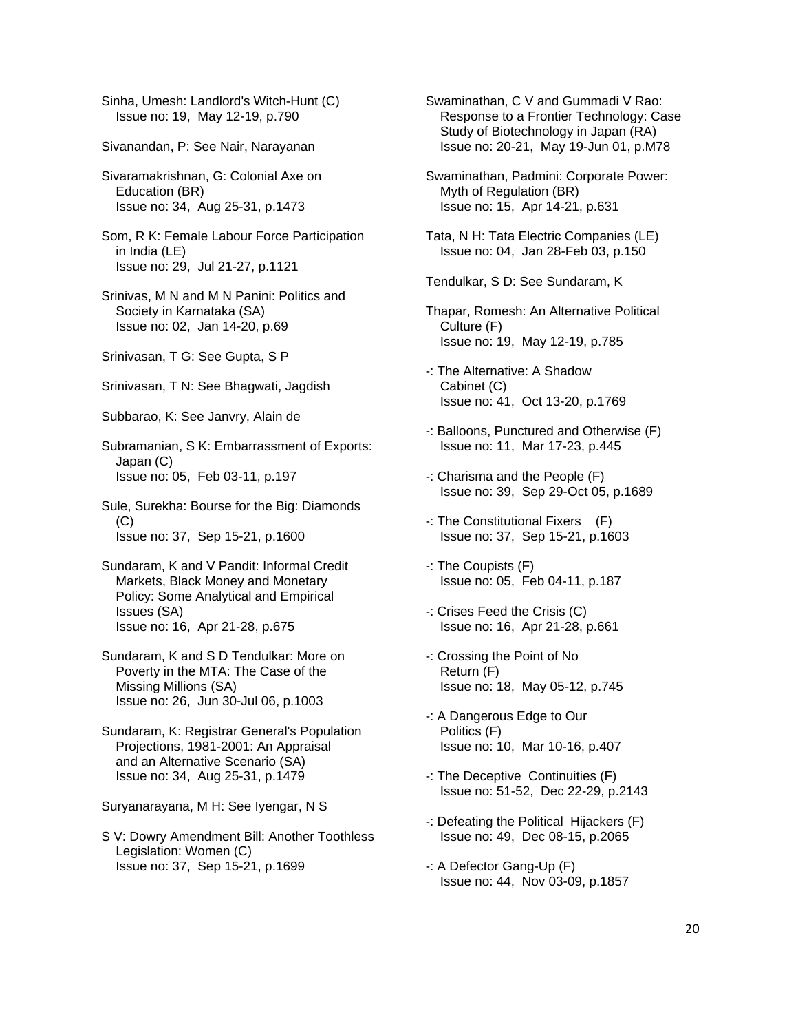Sinha, Umesh: Landlord's Witch-Hunt (C)
Issue no: 19, May 12-19, p.790

Sivanandan, P: See Nair, Narayanan

Sivaramakrishnan, G: Colonial Axe on Education (BR)
Issue no: 34, Aug 25-31, p.1473

Som, R K: Female Labour Force Participation in India (LE)
Issue no: 29, Jul 21-27, p.1121

Srinivas, M N and M N Panini: Politics and Society in Karnataka (SA)
Issue no: 02, Jan 14-20, p.69

Srinivasan, T G: See Gupta, S P

Srinivasan, T N: See Bhagwati, Jagdish

Subbarao, K: See Janvry, Alain de

Subramanian, S K: Embarrassment of Exports: Japan (C)
Issue no: 05, Feb 03-11, p.197

Sule, Surekha: Bourse for the Big: Diamonds (C)
Issue no: 37, Sep 15-21, p.1600

Sundaram, K and V Pandit: Informal Credit Markets, Black Money and Monetary Policy: Some Analytical and Empirical Issues (SA)
Issue no: 16, Apr 21-28, p.675

Sundaram, K and S D Tendulkar: More on Poverty in the MTA: The Case of the Missing Millions (SA)
Issue no: 26, Jun 30-Jul 06, p.1003

Sundaram, K: Registrar General's Population Projections, 1981-2001: An Appraisal and an Alternative Scenario (SA)
Issue no: 34, Aug 25-31, p.1479

Suryanarayana, M H: See Iyengar, N S

S V: Dowry Amendment Bill: Another Toothless Legislation: Women (C)
Issue no: 37, Sep 15-21, p.1699

Swaminathan, C V and Gummadi V Rao: Response to a Frontier Technology: Case Study of Biotechnology in Japan (RA)
Issue no: 20-21, May 19-Jun 01, p.M78

Swaminathan, Padmini: Corporate Power: Myth of Regulation (BR)
Issue no: 15, Apr 14-21, p.631

Tata, N H: Tata Electric Companies (LE)
Issue no: 04, Jan 28-Feb 03, p.150

Tendulkar, S D: See Sundaram, K

Thapar, Romesh: An Alternative Political Culture (F)
Issue no: 19, May 12-19, p.785

-: The Alternative: A Shadow Cabinet (C)
Issue no: 41, Oct 13-20, p.1769

-: Balloons, Punctured and Otherwise (F)
Issue no: 11, Mar 17-23, p.445

-: Charisma and the People (F)
Issue no: 39, Sep 29-Oct 05, p.1689

-: The Constitutional Fixers (F)
Issue no: 37, Sep 15-21, p.1603

-: The Coupists (F)
Issue no: 05, Feb 04-11, p.187

-: Crises Feed the Crisis (C)
Issue no: 16, Apr 21-28, p.661

-: Crossing the Point of No Return (F)
Issue no: 18, May 05-12, p.745

-: A Dangerous Edge to Our Politics (F)
Issue no: 10, Mar 10-16, p.407

-: The Deceptive Continuities (F)
Issue no: 51-52, Dec 22-29, p.2143

-: Defeating the Political Hijackers (F)
Issue no: 49, Dec 08-15, p.2065

-: A Defector Gang-Up (F)
Issue no: 44, Nov 03-09, p.1857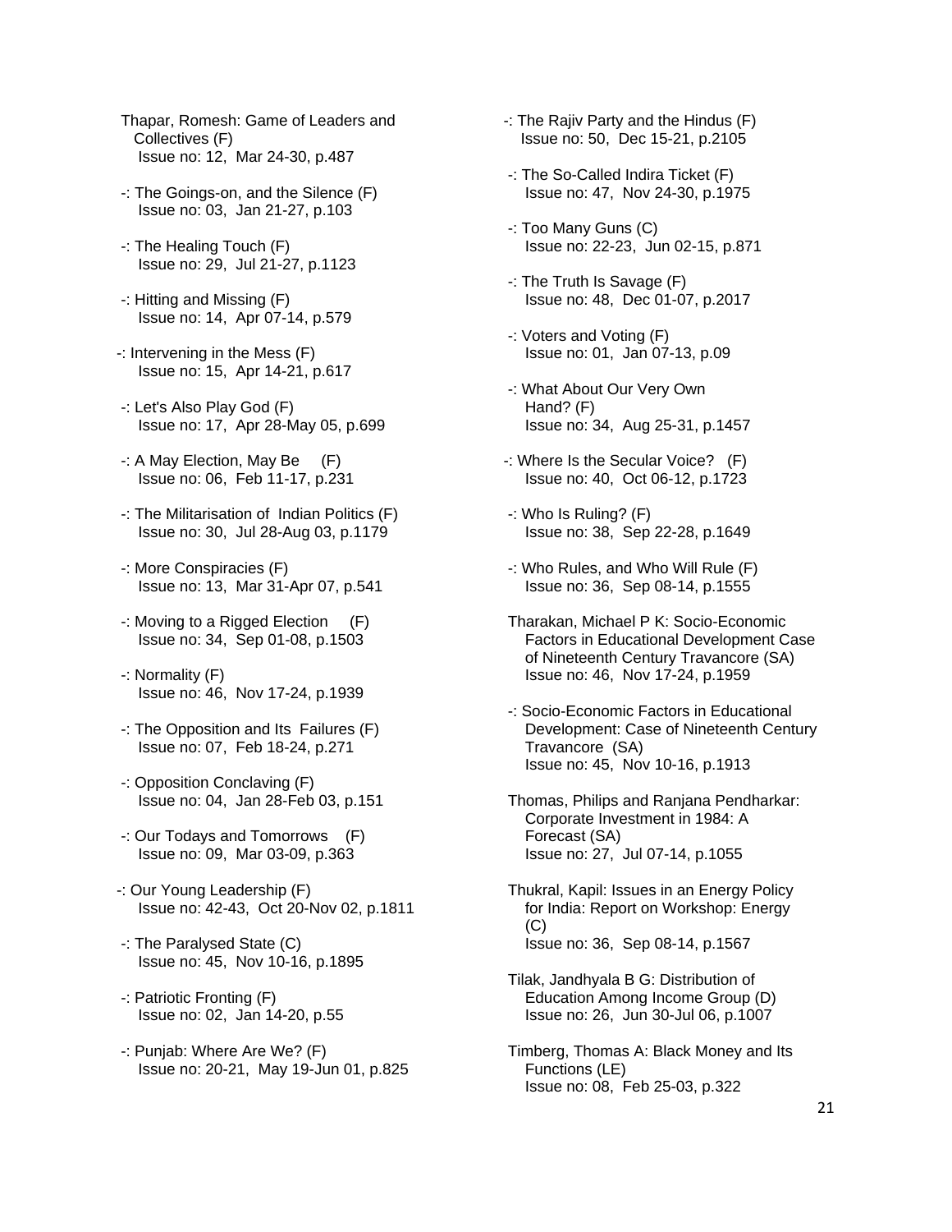Thapar, Romesh: Game of Leaders and Collectives (F)
Issue no: 12, Mar 24-30, p.487

-: The Goings-on, and the Silence (F)
Issue no: 03, Jan 21-27, p.103

-: The Healing Touch (F)
Issue no: 29, Jul 21-27, p.1123

-: Hitting and Missing (F)
Issue no: 14, Apr 07-14, p.579

-: Intervening in the Mess (F)
Issue no: 15, Apr 14-21, p.617

-: Let's Also Play God (F)
Issue no: 17, Apr 28-May 05, p.699

-: A May Election, May Be (F)
Issue no: 06, Feb 11-17, p.231

-: The Militarisation of Indian Politics (F)
Issue no: 30, Jul 28-Aug 03, p.1179

-: More Conspiracies (F)
Issue no: 13, Mar 31-Apr 07, p.541

-: Moving to a Rigged Election (F)
Issue no: 34, Sep 01-08, p.1503

-: Normality (F)
Issue no: 46, Nov 17-24, p.1939

-: The Opposition and Its Failures (F)
Issue no: 07, Feb 18-24, p.271

-: Opposition Conclaving (F)
Issue no: 04, Jan 28-Feb 03, p.151

-: Our Todays and Tomorrows (F)
Issue no: 09, Mar 03-09, p.363

-: Our Young Leadership (F)
Issue no: 42-43, Oct 20-Nov 02, p.1811

-: The Paralysed State (C)
Issue no: 45, Nov 10-16, p.1895

-: Patriotic Fronting (F)
Issue no: 02, Jan 14-20, p.55

-: Punjab: Where Are We? (F)
Issue no: 20-21, May 19-Jun 01, p.825

-: The Rajiv Party and the Hindus (F)
Issue no: 50, Dec 15-21, p.2105

-: The So-Called Indira Ticket (F)
Issue no: 47, Nov 24-30, p.1975

-: Too Many Guns (C)
Issue no: 22-23, Jun 02-15, p.871

-: The Truth Is Savage (F)
Issue no: 48, Dec 01-07, p.2017

-: Voters and Voting (F)
Issue no: 01, Jan 07-13, p.09

-: What About Our Very Own Hand? (F)
Issue no: 34, Aug 25-31, p.1457

-: Where Is the Secular Voice? (F)
Issue no: 40, Oct 06-12, p.1723

-: Who Is Ruling? (F)
Issue no: 38, Sep 22-28, p.1649

-: Who Rules, and Who Will Rule (F)
Issue no: 36, Sep 08-14, p.1555

Tharakan, Michael P K: Socio-Economic Factors in Educational Development Case of Nineteenth Century Travancore (SA)
Issue no: 46, Nov 17-24, p.1959

-: Socio-Economic Factors in Educational Development: Case of Nineteenth Century Travancore (SA)
Issue no: 45, Nov 10-16, p.1913

Thomas, Philips and Ranjana Pendharkar: Corporate Investment in 1984: A Forecast (SA)
Issue no: 27, Jul 07-14, p.1055

Thukral, Kapil: Issues in an Energy Policy for India: Report on Workshop: Energy (C)
Issue no: 36, Sep 08-14, p.1567

Tilak, Jandhyala B G: Distribution of Education Among Income Group (D)
Issue no: 26, Jun 30-Jul 06, p.1007

Timberg, Thomas A: Black Money and Its Functions (LE)
Issue no: 08, Feb 25-03, p.322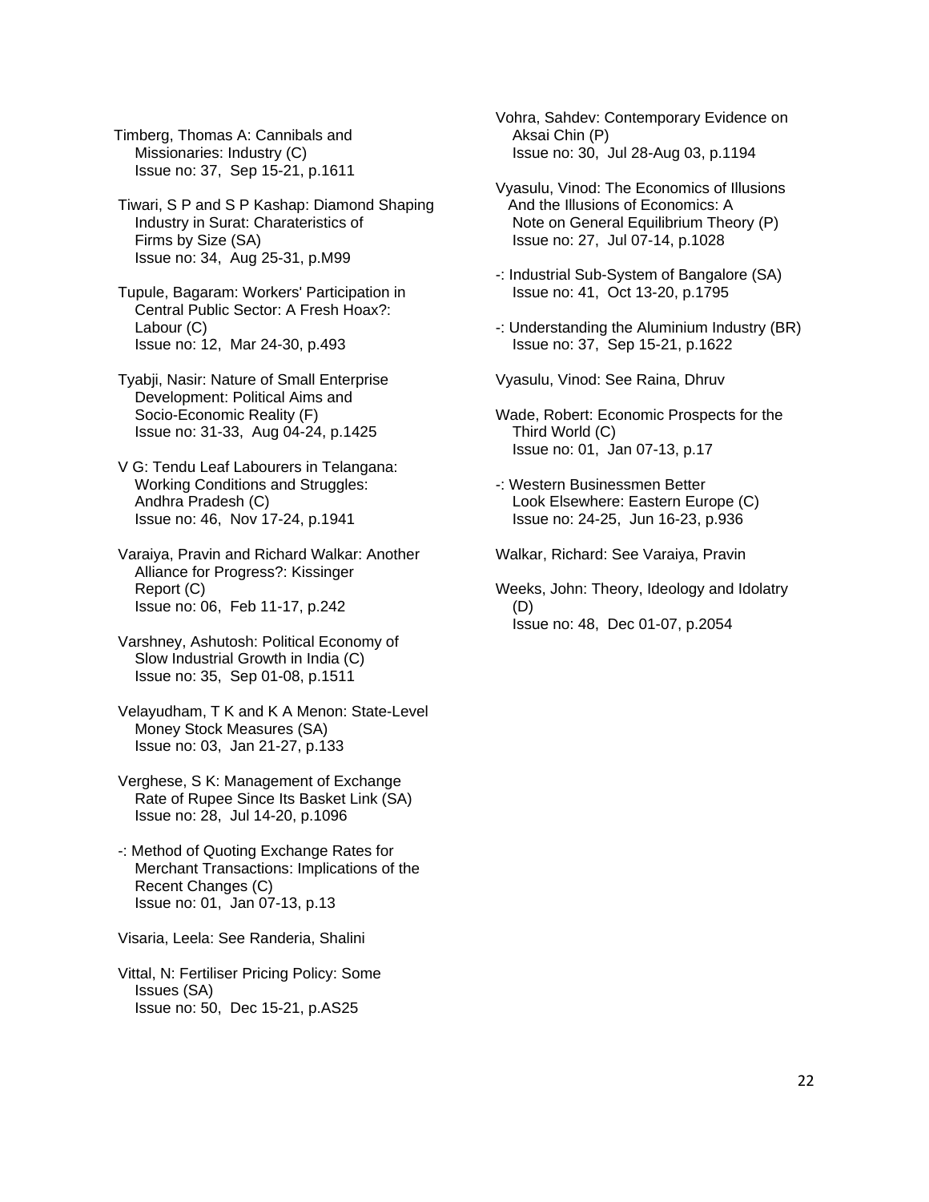Timberg, Thomas A: Cannibals and Missionaries: Industry (C)
Issue no: 37, Sep 15-21, p.1611

Tiwari, S P and S P Kashap: Diamond Shaping Industry in Surat: Charateristics of Firms by Size (SA)
Issue no: 34, Aug 25-31, p.M99

Tupule, Bagaram: Workers' Participation in Central Public Sector: A Fresh Hoax?: Labour (C)
Issue no: 12, Mar 24-30, p.493

Tyabji, Nasir: Nature of Small Enterprise Development: Political Aims and Socio-Economic Reality (F)
Issue no: 31-33, Aug 04-24, p.1425

V G: Tendu Leaf Labourers in Telangana: Working Conditions and Struggles: Andhra Pradesh (C)
Issue no: 46, Nov 17-24, p.1941

Varaiya, Pravin and Richard Walkar: Another Alliance for Progress?: Kissinger Report (C)
Issue no: 06, Feb 11-17, p.242

Varshney, Ashutosh: Political Economy of Slow Industrial Growth in India (C)
Issue no: 35, Sep 01-08, p.1511

Velayudham, T K and K A Menon: State-Level Money Stock Measures (SA)
Issue no: 03, Jan 21-27, p.133

Verghese, S K: Management of Exchange Rate of Rupee Since Its Basket Link (SA)
Issue no: 28, Jul 14-20, p.1096

-: Method of Quoting Exchange Rates for Merchant Transactions: Implications of the Recent Changes (C)
Issue no: 01, Jan 07-13, p.13

Visaria, Leela: See Randeria, Shalini

Vittal, N: Fertiliser Pricing Policy: Some Issues (SA)
Issue no: 50, Dec 15-21, p.AS25

Vohra, Sahdev: Contemporary Evidence on Aksai Chin (P)
Issue no: 30, Jul 28-Aug 03, p.1194

Vyasulu, Vinod: The Economics of Illusions And the Illusions of Economics: A Note on General Equilibrium Theory (P)
Issue no: 27, Jul 07-14, p.1028

-: Industrial Sub-System of Bangalore (SA)
Issue no: 41, Oct 13-20, p.1795

-: Understanding the Aluminium Industry (BR)
Issue no: 37, Sep 15-21, p.1622

Vyasulu, Vinod: See Raina, Dhruv

Wade, Robert: Economic Prospects for the Third World (C)
Issue no: 01, Jan 07-13, p.17

-: Western Businessmen Better Look Elsewhere: Eastern Europe (C)
Issue no: 24-25, Jun 16-23, p.936

Walkar, Richard: See Varaiya, Pravin

Weeks, John: Theory, Ideology and Idolatry (D)
Issue no: 48, Dec 01-07, p.2054